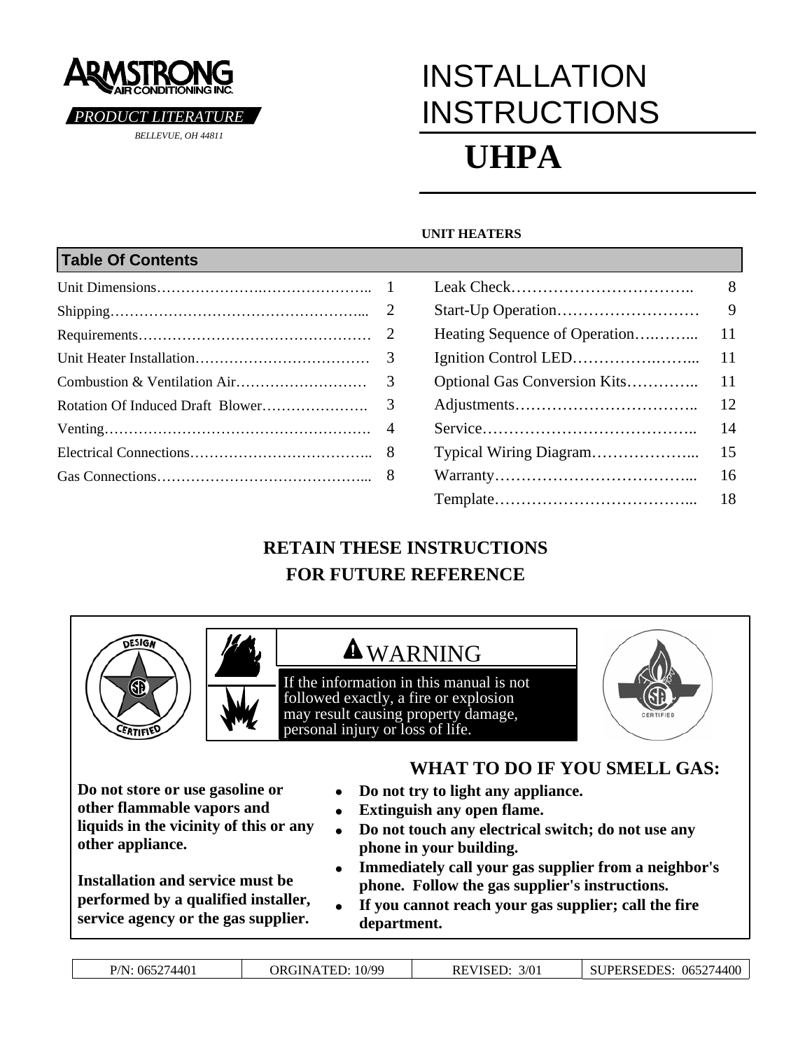ARMSTRONG AIR CONDITIONING INC.

*PRODUCT LITERATURE*

*BELLEVUE, OH 44811*

# INSTALLATION INSTRUCTIONS

# UHPA

**UNIT HEATERS**

## Table Of Contents

| Section | Page |
|---|---|
| Unit Dimensions | 1 |
| Shipping | 2 |
| Requirements | 2 |
| Unit Heater Installation | 3 |
| Combustion & Ventilation Air | 3 |
| Rotation Of Induced Draft Blower | 3 |
| Venting | 4 |
| Electrical Connections | 8 |
| Gas Connections | 8 |
| Leak Check | 8 |
| Start-Up Operation | 9 |
| Heating Sequence of Operation | 11 |
| Ignition Control LED | 11 |
| Optional Gas Conversion Kits | 11 |
| Adjustments | 12 |
| Service | 14 |
| Typical Wiring Diagram | 15 |
| Warranty | 16 |
| Template | 18 |

**RETAIN THESE INSTRUCTIONS FOR FUTURE REFERENCE**

DESIGN CERTIFIED

**WARNING**

If the information in this manual is not followed exactly, a fire or explosion may result causing property damage, personal injury or loss of life.

CERTIFIED

**Do not store or use gasoline or other flammable vapors and liquids in the vicinity of this or any other appliance.**

**Installation and service must be performed by a qualified installer, service agency or the gas supplier.**

### WHAT TO DO IF YOU SMELL GAS:

- **Do not try to light any appliance.**
- **Extinguish any open flame.**
- **Do not touch any electrical switch; do not use any phone in your building.**
- **Immediately call your gas supplier from a neighbor's phone. Follow the gas supplier's instructions.**
- **If you cannot reach your gas supplier; call the fire department.**

| P/N: 065274401 | ORGINATED: 10/99 | REVISED: 3/01 | SUPERSEDES: 065274400 |
|---|---|---|---|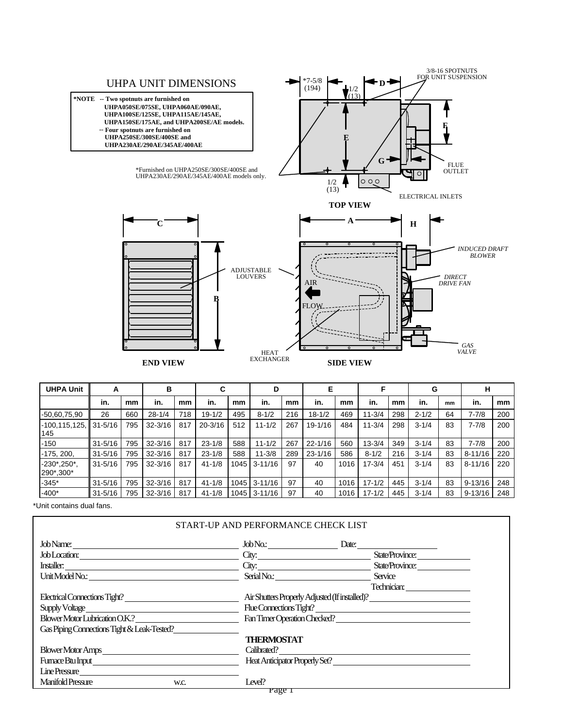## UHPA UNIT DIMENSIONS

**\*NOTE -- Two spotnuts are furnished on UHPA050SE/075SE, UHPA060AE/090AE, UHPA100SE/125SE, UHPA115AE/145AE, UHPA150SE/175AE, and UHPA200SE/AE models.**
**-- Four spotnuts are furnished on UHPA250SE/300SE/400SE and UHPA230AE/290AE/345AE/400AE**

\*Furnished on UHPA250SE/300SE/400SE and UHPA230AE/290AE/345AE/400AE models only.

*7-5/8 (194)

1/2 (13)

3/8-16 SPOTNUTS FOR UNIT SUSPENSION

FLUE OUTLET

ELECTRICAL INLETS

**TOP VIEW**

ADJUSTABLE LOUVERS

AIR FLOW

HEAT EXCHANGER

*INDUCED DRAFT BLOWER*

*DIRECT DRIVE FAN*

*GAS VALVE*

**END VIEW**

**SIDE VIEW**

| UHPA Unit | A | | B | | C | | D | | E | | F | | G | | H | |
|---|---|---|---|---|---|---|---|---|---|---|---|---|---|---|---|---|
| | in. | mm | in. | mm | in. | mm | in. | mm | in. | mm | in. | mm | in. | mm | in. | mm |
| -50,60,75,90 | 26 | 660 | 28-1/4 | 718 | 19-1/2 | 495 | 8-1/2 | 216 | 18-1/2 | 469 | 11-3/4 | 298 | 2-1/2 | 64 | 7-7/8 | 200 |
| -100,115,125, 145 | 31-5/16 | 795 | 32-3/16 | 817 | 20-3/16 | 512 | 11-1/2 | 267 | 19-1/16 | 484 | 11-3/4 | 298 | 3-1/4 | 83 | 7-7/8 | 200 |
| -150 | 31-5/16 | 795 | 32-3/16 | 817 | 23-1/8 | 588 | 11-1/2 | 267 | 22-1/16 | 560 | 13-3/4 | 349 | 3-1/4 | 83 | 7-7/8 | 200 |
| -175, 200, | 31-5/16 | 795 | 32-3/16 | 817 | 23-1/8 | 588 | 11-3/8 | 289 | 23-1/16 | 586 | 8-1/2 | 216 | 3-1/4 | 83 | 8-11/16 | 220 |
| -230\*,250\*, 290\*,300\* | 31-5/16 | 795 | 32-3/16 | 817 | 41-1/8 | 1045 | 3-11/16 | 97 | 40 | 1016 | 17-3/4 | 451 | 3-1/4 | 83 | 8-11/16 | 220 |
| -345\* | 31-5/16 | 795 | 32-3/16 | 817 | 41-1/8 | 1045 | 3-11/16 | 97 | 40 | 1016 | 17-1/2 | 445 | 3-1/4 | 83 | 9-13/16 | 248 |
| -400\* | 31-5/16 | 795 | 32-3/16 | 817 | 41-1/8 | 1045 | 3-11/16 | 97 | 40 | 1016 | 17-1/2 | 445 | 3-1/4 | 83 | 9-13/16 | 248 |

\*Unit contains dual fans.

### START-UP AND PERFORMANCE CHECK LIST

Job Name: ______________________ Job No.: ____________ Date: ____________

Job Location: ______________________ City: ______________ State/Province: __________

Installer: ______________________ City: ______________ State/Province: __________

Unit Model No.: ______________________ Serial No.: ______________ Service Technician: __________

Electrical Connections Tight? ______________ Air Shutters Properly Adjusted (If installed)? ______________

Supply Voltage ______________ Flue Connections Tight? ______________

Blower Motor Lubrication O.K.? ______________ Fan Timer Operation Checked? ______________

Gas Piping Connections Tight & Leak-Tested? ______________

**THERMOSTAT**

Blower Motor Amps ______________ Calibrated? ______________

Furnace Btu Input ______________ Heat Anticipator Properly Set? ______________

Line Pressure ______________

Manifold Pressure ______ w.c. Level? ______________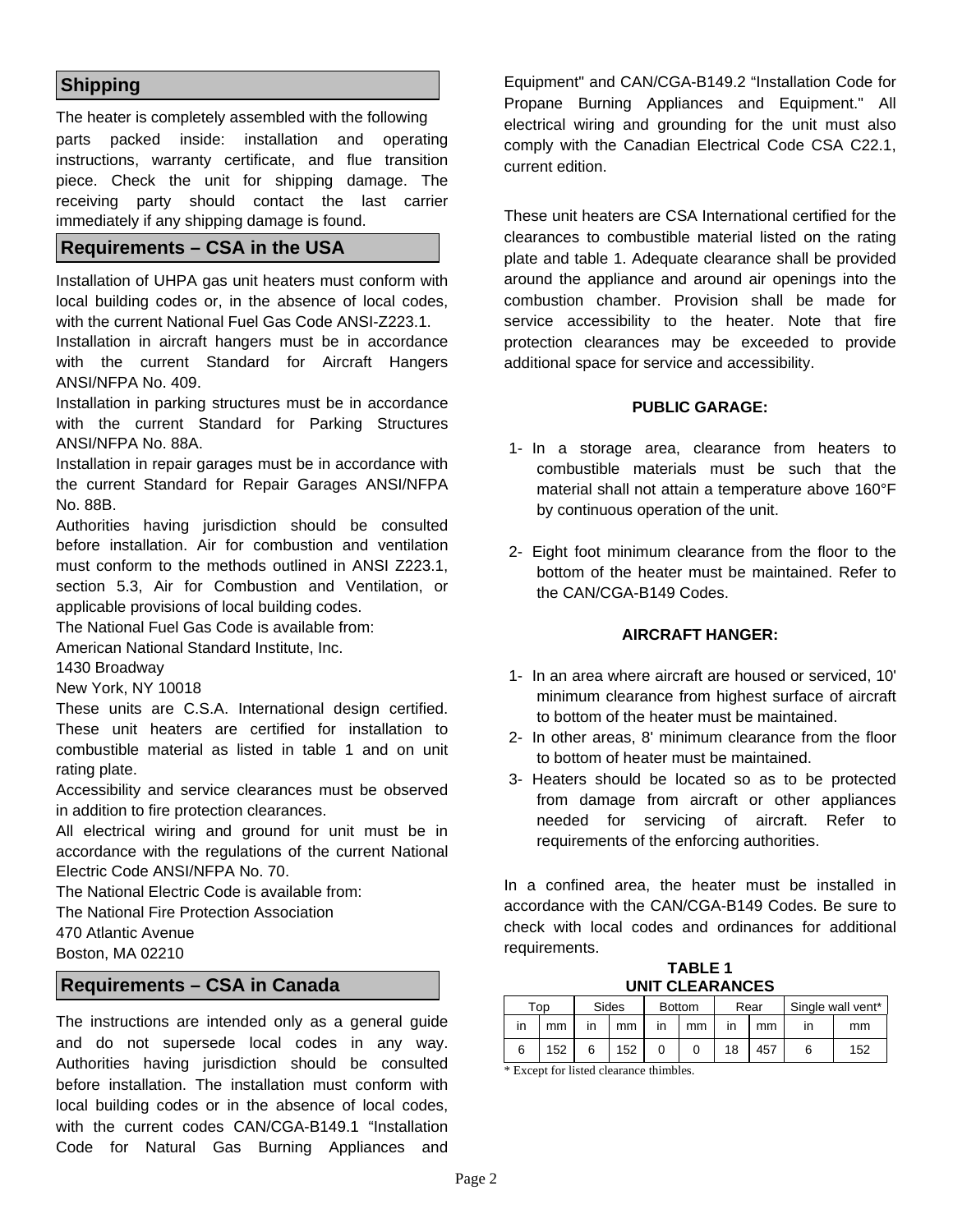## Shipping

The heater is completely assembled with the following parts packed inside: installation and operating instructions, warranty certificate, and flue transition piece. Check the unit for shipping damage. The receiving party should contact the last carrier immediately if any shipping damage is found.

## Requirements – CSA in the USA

Installation of UHPA gas unit heaters must conform with local building codes or, in the absence of local codes, with the current National Fuel Gas Code ANSI-Z223.1.

Installation in aircraft hangers must be in accordance with the current Standard for Aircraft Hangers ANSI/NFPA No. 409.

Installation in parking structures must be in accordance with the current Standard for Parking Structures ANSI/NFPA No. 88A.

Installation in repair garages must be in accordance with the current Standard for Repair Garages ANSI/NFPA No. 88B.

Authorities having jurisdiction should be consulted before installation. Air for combustion and ventilation must conform to the methods outlined in ANSI Z223.1, section 5.3, Air for Combustion and Ventilation, or applicable provisions of local building codes.

The National Fuel Gas Code is available from:
American National Standard Institute, Inc.
1430 Broadway
New York, NY 10018

These units are C.S.A. International design certified. These unit heaters are certified for installation to combustible material as listed in table 1 and on unit rating plate.

Accessibility and service clearances must be observed in addition to fire protection clearances.

All electrical wiring and ground for unit must be in accordance with the regulations of the current National Electric Code ANSI/NFPA No. 70.

The National Electric Code is available from:
The National Fire Protection Association
470 Atlantic Avenue
Boston, MA 02210

## Requirements – CSA in Canada

The instructions are intended only as a general guide and do not supersede local codes in any way. Authorities having jurisdiction should be consulted before installation. The installation must conform with local building codes or in the absence of local codes, with the current codes CAN/CGA-B149.1 "Installation Code for Natural Gas Burning Appliances and Equipment" and CAN/CGA-B149.2 "Installation Code for Propane Burning Appliances and Equipment." All electrical wiring and grounding for the unit must also comply with the Canadian Electrical Code CSA C22.1, current edition.

These unit heaters are CSA International certified for the clearances to combustible material listed on the rating plate and table 1. Adequate clearance shall be provided around the appliance and around air openings into the combustion chamber. Provision shall be made for service accessibility to the heater. Note that fire protection clearances may be exceeded to provide additional space for service and accessibility.

**PUBLIC GARAGE:**

1- In a storage area, clearance from heaters to combustible materials must be such that the material shall not attain a temperature above 160°F by continuous operation of the unit.

2- Eight foot minimum clearance from the floor to the bottom of the heater must be maintained. Refer to the CAN/CGA-B149 Codes.

**AIRCRAFT HANGER:**

1- In an area where aircraft are housed or serviced, 10' minimum clearance from highest surface of aircraft to bottom of the heater must be maintained.
2- In other areas, 8' minimum clearance from the floor to bottom of heater must be maintained.
3- Heaters should be located so as to be protected from damage from aircraft or other appliances needed for servicing of aircraft. Refer to requirements of the enforcing authorities.

In a confined area, the heater must be installed in accordance with the CAN/CGA-B149 Codes. Be sure to check with local codes and ordinances for additional requirements.

**TABLE 1**
**UNIT CLEARANCES**

| Top | | Sides | | Bottom | | Rear | | Single wall vent* | |
|---|---|---|---|---|---|---|---|---|---|
| in | mm | in | mm | in | mm | in | mm | in | mm |
| 6 | 152 | 6 | 152 | 0 | 0 | 18 | 457 | 6 | 152 |

\* Except for listed clearance thimbles.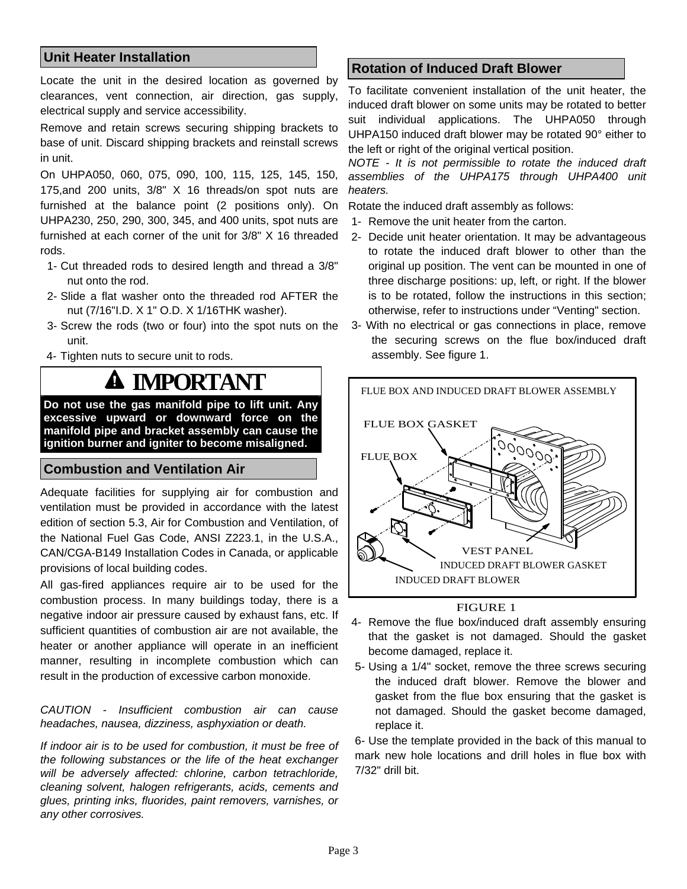## Unit Heater Installation

Locate the unit in the desired location as governed by clearances, vent connection, air direction, gas supply, electrical supply and service accessibility.

Remove and retain screws securing shipping brackets to base of unit. Discard shipping brackets and reinstall screws in unit.

On UHPA050, 060, 075, 090, 100, 115, 125, 145, 150, 175,and 200 units, 3/8" X 16 threads/on spot nuts are furnished at the balance point (2 positions only). On UHPA230, 250, 290, 300, 345, and 400 units, spot nuts are furnished at each corner of the unit for 3/8" X 16 threaded rods.

1- Cut threaded rods to desired length and thread a 3/8" nut onto the rod.
2- Slide a flat washer onto the threaded rod AFTER the nut (7/16"I.D. X 1" O.D. X 1/16THK washer).
3- Screw the rods (two or four) into the spot nuts on the unit.
4- Tighten nuts to secure unit to rods.

### ⚠ IMPORTANT

**Do not use the gas manifold pipe to lift unit. Any excessive upward or downward force on the manifold pipe and bracket assembly can cause the ignition burner and igniter to become misaligned.**

## Combustion and Ventilation Air

Adequate facilities for supplying air for combustion and ventilation must be provided in accordance with the latest edition of section 5.3, Air for Combustion and Ventilation, of the National Fuel Gas Code, ANSI Z223.1, in the U.S.A., CAN/CGA-B149 Installation Codes in Canada, or applicable provisions of local building codes.

All gas-fired appliances require air to be used for the combustion process. In many buildings today, there is a negative indoor air pressure caused by exhaust fans, etc. If sufficient quantities of combustion air are not available, the heater or another appliance will operate in an inefficient manner, resulting in incomplete combustion which can result in the production of excessive carbon monoxide.

*CAUTION - Insufficient combustion air can cause headaches, nausea, dizziness, asphyxiation or death.*

*If indoor air is to be used for combustion, it must be free of the following substances or the life of the heat exchanger will be adversely affected: chlorine, carbon tetrachloride, cleaning solvent, halogen refrigerants, acids, cements and glues, printing inks, fluorides, paint removers, varnishes, or any other corrosives.*

## Rotation of Induced Draft Blower

To facilitate convenient installation of the unit heater, the induced draft blower on some units may be rotated to better suit individual applications. The UHPA050 through UHPA150 induced draft blower may be rotated 90° either to the left or right of the original vertical position.

*NOTE - It is not permissible to rotate the induced draft assemblies of the UHPA175 through UHPA400 unit heaters.*

Rotate the induced draft assembly as follows:

1- Remove the unit heater from the carton.
2- Decide unit heater orientation. It may be advantageous to rotate the induced draft blower to other than the original up position. The vent can be mounted in one of three discharge positions: up, left, or right. If the blower is to be rotated, follow the instructions in this section; otherwise, refer to instructions under "Venting" section.
3- With no electrical or gas connections in place, remove the securing screws on the flue box/induced draft assembly. See figure 1.

FLUE BOX AND INDUCED DRAFT BLOWER ASSEMBLY

FLUE BOX GASKET

FLUE BOX

VEST PANEL

INDUCED DRAFT BLOWER GASKET

INDUCED DRAFT BLOWER

FIGURE 1

4- Remove the flue box/induced draft assembly ensuring that the gasket is not damaged. Should the gasket become damaged, replace it.
5- Using a 1/4" socket, remove the three screws securing the induced draft blower. Remove the blower and gasket from the flue box ensuring that the gasket is not damaged. Should the gasket become damaged, replace it.
6- Use the template provided in the back of this manual to mark new hole locations and drill holes in flue box with 7/32" drill bit.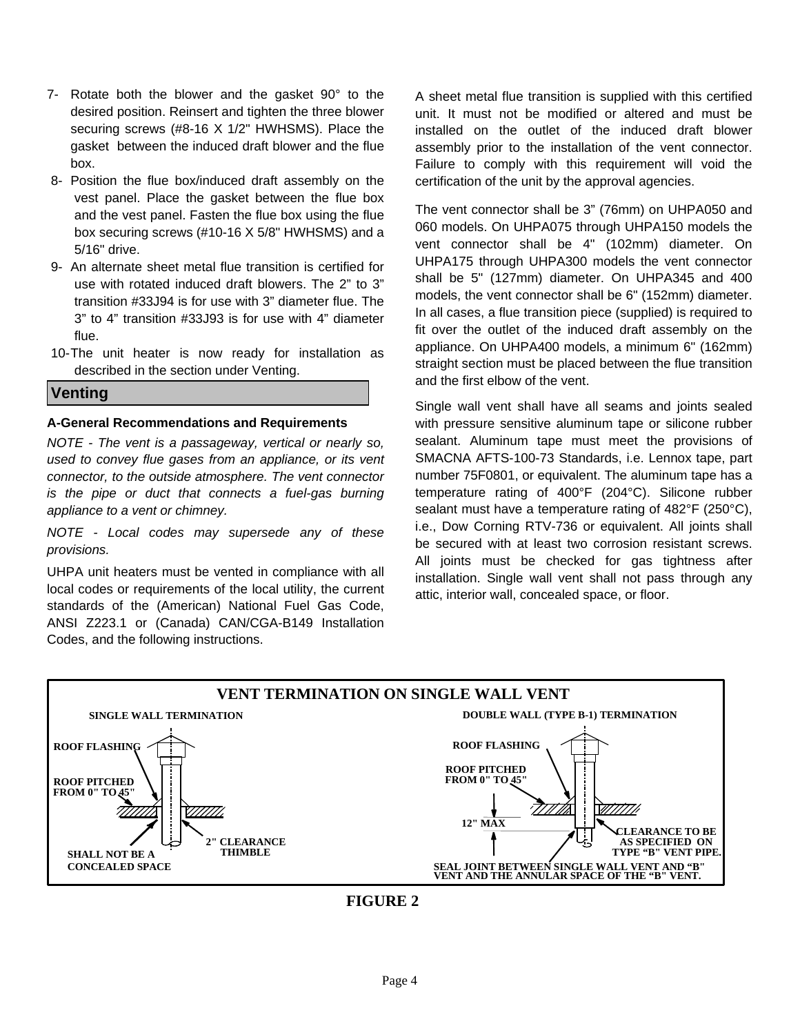7- Rotate both the blower and the gasket 90° to the desired position. Reinsert and tighten the three blower securing screws (#8-16 X 1/2" HWHSMS). Place the gasket between the induced draft blower and the flue box.

8- Position the flue box/induced draft assembly on the vest panel. Place the gasket between the flue box and the vest panel. Fasten the flue box using the flue box securing screws (#10-16 X 5/8" HWHSMS) and a 5/16" drive.

9- An alternate sheet metal flue transition is certified for use with rotated induced draft blowers. The 2” to 3” transition #33J94 is for use with 3” diameter flue. The 3” to 4” transition #33J93 is for use with 4” diameter flue.

10- The unit heater is now ready for installation as described in the section under Venting.

## Venting

**A-General Recommendations and Requirements**

*NOTE - The vent is a passageway, vertical or nearly so, used to convey flue gases from an appliance, or its vent connector, to the outside atmosphere. The vent connector is the pipe or duct that connects a fuel-gas burning appliance to a vent or chimney.*

*NOTE - Local codes may supersede any of these provisions.*

UHPA unit heaters must be vented in compliance with all local codes or requirements of the local utility, the current standards of the (American) National Fuel Gas Code, ANSI Z223.1 or (Canada) CAN/CGA-B149 Installation Codes, and the following instructions.

A sheet metal flue transition is supplied with this certified unit. It must not be modified or altered and must be installed on the outlet of the induced draft blower assembly prior to the installation of the vent connector. Failure to comply with this requirement will void the certification of the unit by the approval agencies.

The vent connector shall be 3” (76mm) on UHPA050 and 060 models. On UHPA075 through UHPA150 models the vent connector shall be 4" (102mm) diameter. On UHPA175 through UHPA300 models the vent connector shall be 5" (127mm) diameter. On UHPA345 and 400 models, the vent connector shall be 6" (152mm) diameter. In all cases, a flue transition piece (supplied) is required to fit over the outlet of the induced draft assembly on the appliance. On UHPA400 models, a minimum 6" (162mm) straight section must be placed between the flue transition and the first elbow of the vent.

Single wall vent shall have all seams and joints sealed with pressure sensitive aluminum tape or silicone rubber sealant. Aluminum tape must meet the provisions of SMACNA AFTS-100-73 Standards, i.e. Lennox tape, part number 75F0801, or equivalent. The aluminum tape has a temperature rating of 400°F (204°C). Silicone rubber sealant must have a temperature rating of 482°F (250°C), i.e., Dow Corning RTV-736 or equivalent. All joints shall be secured with at least two corrosion resistant screws. All joints must be checked for gas tightness after installation. Single wall vent shall not pass through any attic, interior wall, concealed space, or floor.

**VENT TERMINATION ON SINGLE WALL VENT**

SINGLE WALL TERMINATION: ROOF FLASHING; ROOF PITCHED FROM 0" TO 45"; SHALL NOT BE A CONCEALED SPACE; 2" CLEARANCE THIMBLE

DOUBLE WALL (TYPE B-1) TERMINATION: ROOF FLASHING; ROOF PITCHED FROM 0" TO 45"; 12" MAX; CLEARANCE TO BE AS SPECIFIED ON TYPE “B" VENT PIPE.; SEAL JOINT BETWEEN SINGLE WALL VENT AND “B" VENT AND THE ANNULAR SPACE OF THE “B" VENT.

**FIGURE 2**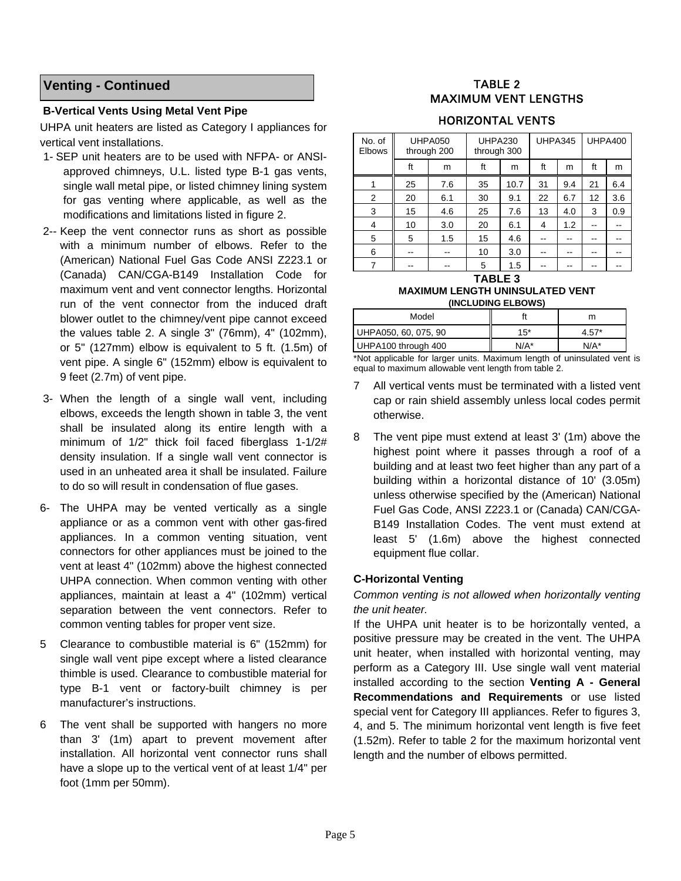## Venting - Continued

**B-Vertical Vents Using Metal Vent Pipe**

UHPA unit heaters are listed as Category I appliances for vertical vent installations.

1- SEP unit heaters are to be used with NFPA- or ANSI-approved chimneys, U.L. listed type B-1 gas vents, single wall metal pipe, or listed chimney lining system for gas venting where applicable, as well as the modifications and limitations listed in figure 2.

2-- Keep the vent connector runs as short as possible with a minimum number of elbows. Refer to the (American) National Fuel Gas Code ANSI Z223.1 or (Canada) CAN/CGA-B149 Installation Code for maximum vent and vent connector lengths. Horizontal run of the vent connector from the induced draft blower outlet to the chimney/vent pipe cannot exceed the values table 2. A single 3" (76mm), 4" (102mm), or 5" (127mm) elbow is equivalent to 5 ft. (1.5m) of vent pipe. A single 6" (152mm) elbow is equivalent to 9 feet (2.7m) of vent pipe.

3- When the length of a single wall vent, including elbows, exceeds the length shown in table 3, the vent shall be insulated along its entire length with a minimum of 1/2" thick foil faced fiberglass 1-1/2# density insulation. If a single wall vent connector is used in an unheated area it shall be insulated. Failure to do so will result in condensation of flue gases.

6- The UHPA may be vented vertically as a single appliance or as a common vent with other gas-fired appliances. In a common venting situation, vent connectors for other appliances must be joined to the vent at least 4" (102mm) above the highest connected UHPA connection. When common venting with other appliances, maintain at least a 4" (102mm) vertical separation between the vent connectors. Refer to common venting tables for proper vent size.

5 Clearance to combustible material is 6" (152mm) for single wall vent pipe except where a listed clearance thimble is used. Clearance to combustible material for type B-1 vent or factory-built chimney is per manufacturer's instructions.

6 The vent shall be supported with hangers no more than 3' (1m) apart to prevent movement after installation. All horizontal vent connector runs shall have a slope up to the vertical vent of at least 1/4" per foot (1mm per 50mm).

**TABLE 2**
**MAXIMUM VENT LENGTHS**

**HORIZONTAL VENTS**

| No. of Elbows | UHPA050 through 200 | | UHPA230 through 300 | | UHPA345 | | UHPA400 | |
|---|---|---|---|---|---|---|---|---|
| | ft | m | ft | m | ft | m | ft | m |
| 1 | 25 | 7.6 | 35 | 10.7 | 31 | 9.4 | 21 | 6.4 |
| 2 | 20 | 6.1 | 30 | 9.1 | 22 | 6.7 | 12 | 3.6 |
| 3 | 15 | 4.6 | 25 | 7.6 | 13 | 4.0 | 3 | 0.9 |
| 4 | 10 | 3.0 | 20 | 6.1 | 4 | 1.2 | -- | -- |
| 5 | 5 | 1.5 | 15 | 4.6 | -- | -- | -- | -- |
| 6 | -- | -- | 10 | 3.0 | -- | -- | -- | -- |
| 7 | -- | -- | 5 | 1.5 | -- | -- | -- | -- |

**TABLE 3**
**MAXIMUM LENGTH UNINSULATED VENT (INCLUDING ELBOWS)**

| Model | ft | m |
|---|---|---|
| UHPA050, 60, 075, 90 | 15* | 4.57* |
| UHPA100 through 400 | N/A* | N/A* |

*Not applicable for larger units. Maximum length of uninsulated vent is equal to maximum allowable vent length from table 2.

7 All vertical vents must be terminated with a listed vent cap or rain shield assembly unless local codes permit otherwise.

8 The vent pipe must extend at least 3' (1m) above the highest point where it passes through a roof of a building and at least two feet higher than any part of a building within a horizontal distance of 10' (3.05m) unless otherwise specified by the (American) National Fuel Gas Code, ANSI Z223.1 or (Canada) CAN/CGA-B149 Installation Codes. The vent must extend at least 5' (1.6m) above the highest connected equipment flue collar.

**C-Horizontal Venting**

*Common venting is not allowed when horizontally venting the unit heater.*

If the UHPA unit heater is to be horizontally vented, a positive pressure may be created in the vent. The UHPA unit heater, when installed with horizontal venting, may perform as a Category III. Use single wall vent material installed according to the section **Venting A - General Recommendations and Requirements** or use listed special vent for Category III appliances. Refer to figures 3, 4, and 5. The minimum horizontal vent length is five feet (1.52m). Refer to table 2 for the maximum horizontal vent length and the number of elbows permitted.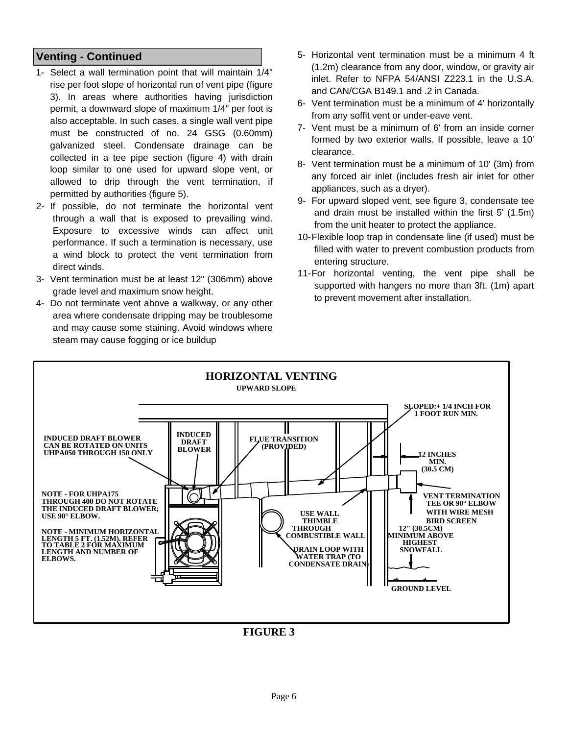## Venting - Continued

1- Select a wall termination point that will maintain 1/4" rise per foot slope of horizontal run of vent pipe (figure 3). In areas where authorities having jurisdiction permit, a downward slope of maximum 1/4" per foot is also acceptable. In such cases, a single wall vent pipe must be constructed of no. 24 GSG (0.60mm) galvanized steel. Condensate drainage can be collected in a tee pipe section (figure 4) with drain loop similar to one used for upward slope vent, or allowed to drip through the vent termination, if permitted by authorities (figure 5).

2- If possible, do not terminate the horizontal vent through a wall that is exposed to prevailing wind. Exposure to excessive winds can affect unit performance. If such a termination is necessary, use a wind block to protect the vent termination from direct winds.

3- Vent termination must be at least 12" (306mm) above grade level and maximum snow height.

4- Do not terminate vent above a walkway, or any other area where condensate dripping may be troublesome and may cause some staining. Avoid windows where steam may cause fogging or ice buildup

5- Horizontal vent termination must be a minimum 4 ft (1.2m) clearance from any door, window, or gravity air inlet. Refer to NFPA 54/ANSI Z223.1 in the U.S.A. and CAN/CGA B149.1 and .2 in Canada.

6- Vent termination must be a minimum of 4' horizontally from any soffit vent or under-eave vent.

7- Vent must be a minimum of 6' from an inside corner formed by two exterior walls. If possible, leave a 10' clearance.

8- Vent termination must be a minimum of 10' (3m) from any forced air inlet (includes fresh air inlet for other appliances, such as a dryer).

9- For upward sloped vent, see figure 3, condensate tee and drain must be installed within the first 5' (1.5m) from the unit heater to protect the appliance.

10- Flexible loop trap in condensate line (if used) must be filled with water to prevent combustion products from entering structure.

11- For horizontal venting, the vent pipe shall be supported with hangers no more than 3ft. (1m) apart to prevent movement after installation.

**HORIZONTAL VENTING**
**UPWARD SLOPE**

INDUCED DRAFT BLOWER CAN BE ROTATED ON UNITS UHPA050 THROUGH 150 ONLY

INDUCED DRAFT BLOWER

FLUE TRANSITION (PROVIDED)

SLOPED:+ 1/4 INCH FOR 1 FOOT RUN MIN.

12 INCHES MIN. (30.5 CM)

NOTE - FOR UHPA175 THROUGH 400 DO NOT ROTATE THE INDUCED DRAFT BLOWER; USE 90° ELBOW.

NOTE - MINIMUM HORIZONTAL LENGTH 5 FT. (1.52M). REFER TO TABLE 2 FOR MAXIMUM LENGTH AND NUMBER OF ELBOWS.

USE WALL THIMBLE THROUGH COMBUSTIBLE WALL

DRAIN LOOP WITH WATER TRAP (TO CONDENSATE DRAIN)

VENT TERMINATION TEE OR 90° ELBOW WITH WIRE MESH BIRD SCREEN

12" (30.5CM) MINIMUM ABOVE HIGHEST SNOWFALL

GROUND LEVEL

**FIGURE 3**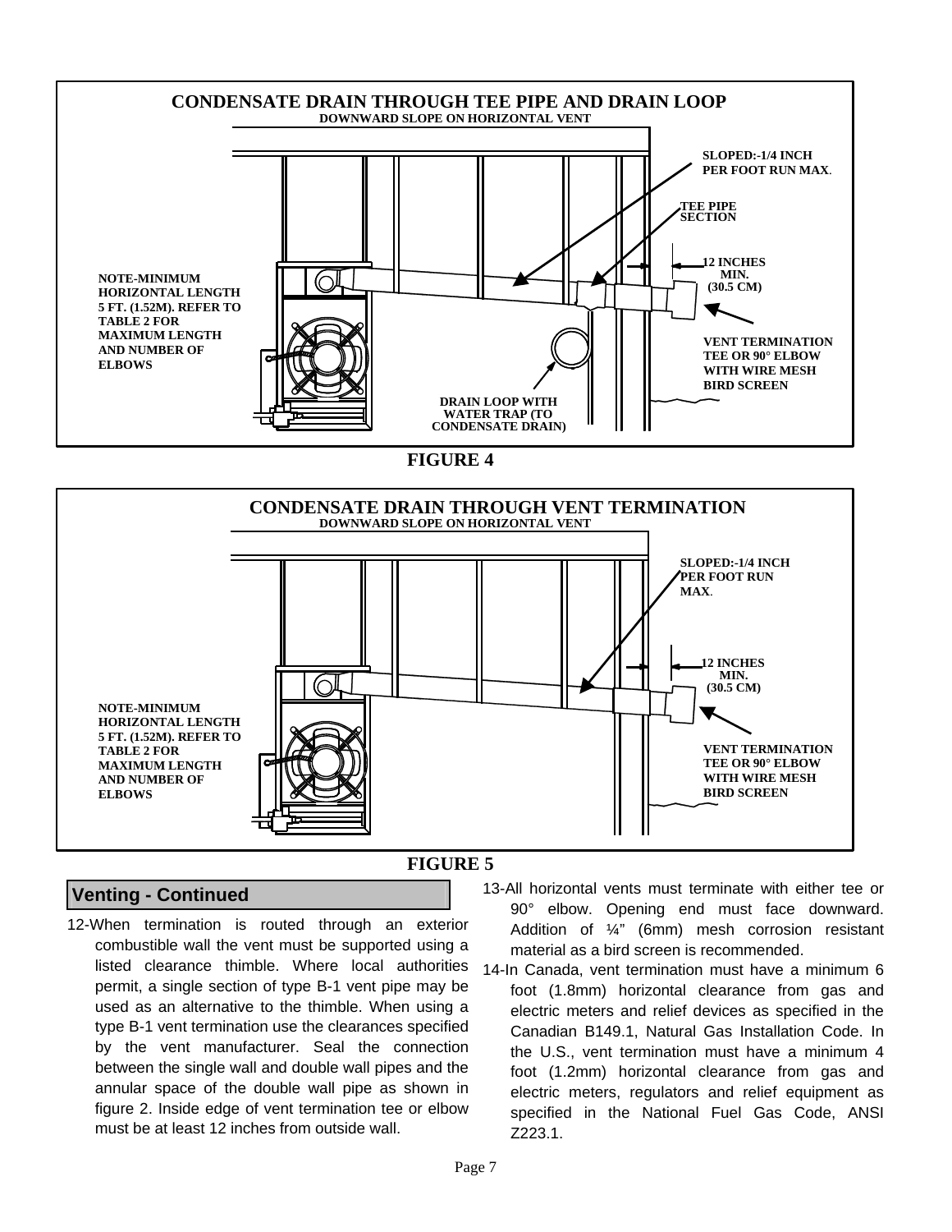**CONDENSATE DRAIN THROUGH TEE PIPE AND DRAIN LOOP**

**DOWNWARD SLOPE ON HORIZONTAL VENT**

SLOPED:-1/4 INCH PER FOOT RUN MAX.

TEE PIPE SECTION

12 INCHES MIN. (30.5 CM)

NOTE-MINIMUM HORIZONTAL LENGTH 5 FT. (1.52M). REFER TO TABLE 2 FOR MAXIMUM LENGTH AND NUMBER OF ELBOWS

VENT TERMINATION TEE OR 90° ELBOW WITH WIRE MESH BIRD SCREEN

DRAIN LOOP WITH WATER TRAP (TO CONDENSATE DRAIN)

**FIGURE 4**

**CONDENSATE DRAIN THROUGH VENT TERMINATION**

**DOWNWARD SLOPE ON HORIZONTAL VENT**

SLOPED:-1/4 INCH PER FOOT RUN MAX.

12 INCHES MIN. (30.5 CM)

NOTE-MINIMUM HORIZONTAL LENGTH 5 FT. (1.52M). REFER TO TABLE 2 FOR MAXIMUM LENGTH AND NUMBER OF ELBOWS

VENT TERMINATION TEE OR 90° ELBOW WITH WIRE MESH BIRD SCREEN

**FIGURE 5**

## Venting - Continued

12-When termination is routed through an exterior combustible wall the vent must be supported using a listed clearance thimble. Where local authorities permit, a single section of type B-1 vent pipe may be used as an alternative to the thimble. When using a type B-1 vent termination use the clearances specified by the vent manufacturer. Seal the connection between the single wall and double wall pipes and the annular space of the double wall pipe as shown in figure 2. Inside edge of vent termination tee or elbow must be at least 12 inches from outside wall.

13-All horizontal vents must terminate with either tee or 90° elbow. Opening end must face downward. Addition of ¼" (6mm) mesh corrosion resistant material as a bird screen is recommended.

14-In Canada, vent termination must have a minimum 6 foot (1.8mm) horizontal clearance from gas and electric meters and relief devices as specified in the Canadian B149.1, Natural Gas Installation Code. In the U.S., vent termination must have a minimum 4 foot (1.2mm) horizontal clearance from gas and electric meters, regulators and relief equipment as specified in the National Fuel Gas Code, ANSI Z223.1.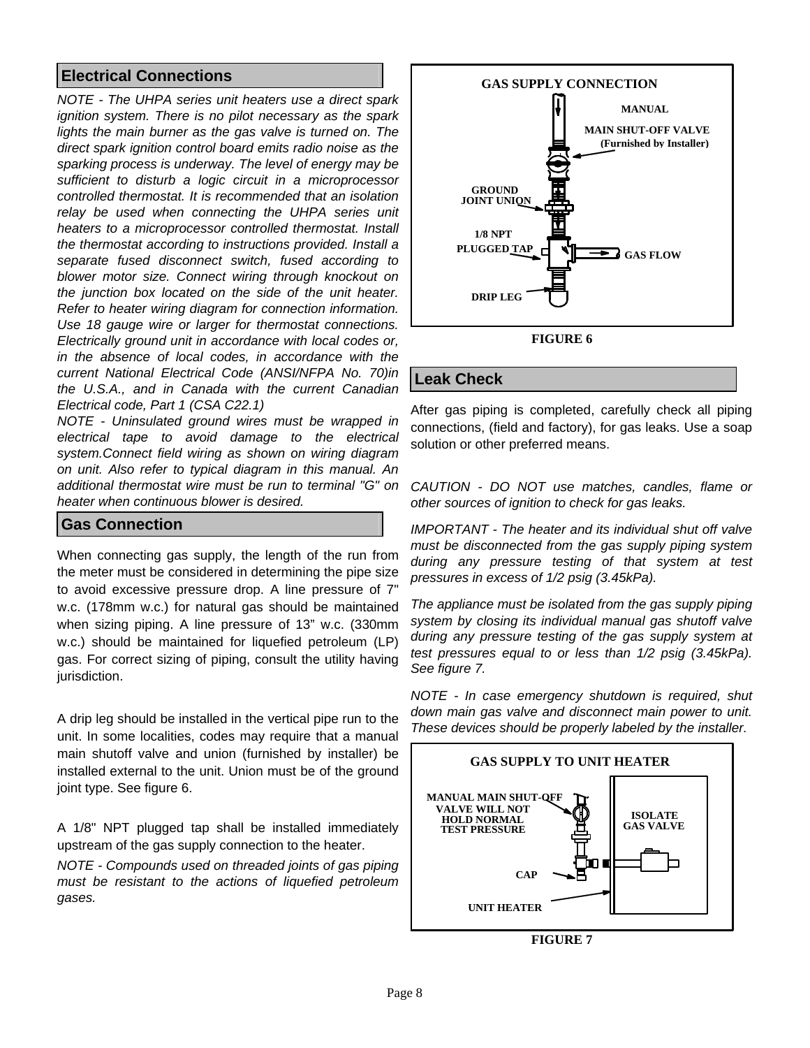## Electrical Connections

*NOTE - The UHPA series unit heaters use a direct spark ignition system. There is no pilot necessary as the spark lights the main burner as the gas valve is turned on. The direct spark ignition control board emits radio noise as the sparking process is underway. The level of energy may be sufficient to disturb a logic circuit in a microprocessor controlled thermostat. It is recommended that an isolation relay be used when connecting the UHPA series unit heaters to a microprocessor controlled thermostat. Install the thermostat according to instructions provided. Install a separate fused disconnect switch, fused according to blower motor size. Connect wiring through knockout on the junction box located on the side of the unit heater. Refer to heater wiring diagram for connection information. Use 18 gauge wire or larger for thermostat connections. Electrically ground unit in accordance with local codes or, in the absence of local codes, in accordance with the current National Electrical Code (ANSI/NFPA No. 70)in the U.S.A., and in Canada with the current Canadian Electrical code, Part 1 (CSA C22.1)*

*NOTE - Uninsulated ground wires must be wrapped in electrical tape to avoid damage to the electrical system.Connect field wiring as shown on wiring diagram on unit. Also refer to typical diagram in this manual. An additional thermostat wire must be run to terminal "G" on heater when continuous blower is desired.*

## Gas Connection

When connecting gas supply, the length of the run from the meter must be considered in determining the pipe size to avoid excessive pressure drop. A line pressure of 7" w.c. (178mm w.c.) for natural gas should be maintained when sizing piping. A line pressure of 13" w.c. (330mm w.c.) should be maintained for liquefied petroleum (LP) gas. For correct sizing of piping, consult the utility having jurisdiction.

A drip leg should be installed in the vertical pipe run to the unit. In some localities, codes may require that a manual main shutoff valve and union (furnished by installer) be installed external to the unit. Union must be of the ground joint type. See figure 6.

A 1/8" NPT plugged tap shall be installed immediately upstream of the gas supply connection to the heater.

*NOTE - Compounds used on threaded joints of gas piping must be resistant to the actions of liquefied petroleum gases.*

GAS SUPPLY CONNECTION

MANUAL MAIN SHUT-OFF VALVE (Furnished by Installer)

GROUND JOINT UNION

1/8 NPT PLUGGED TAP

GAS FLOW

DRIP LEG

FIGURE 6

## Leak Check

After gas piping is completed, carefully check all piping connections, (field and factory), for gas leaks. Use a soap solution or other preferred means.

*CAUTION - DO NOT use matches, candles, flame or other sources of ignition to check for gas leaks.*

*IMPORTANT - The heater and its individual shut off valve must be disconnected from the gas supply piping system during any pressure testing of that system at test pressures in excess of 1/2 psig (3.45kPa).*

*The appliance must be isolated from the gas supply piping system by closing its individual manual gas shutoff valve during any pressure testing of the gas supply system at test pressures equal to or less than 1/2 psig (3.45kPa). See figure 7.*

*NOTE - In case emergency shutdown is required, shut down main gas valve and disconnect main power to unit. These devices should be properly labeled by the installer.*

GAS SUPPLY TO UNIT HEATER

MANUAL MAIN SHUT-OFF VALVE WILL NOT HOLD NORMAL TEST PRESSURE

ISOLATE GAS VALVE

CAP

UNIT HEATER

FIGURE 7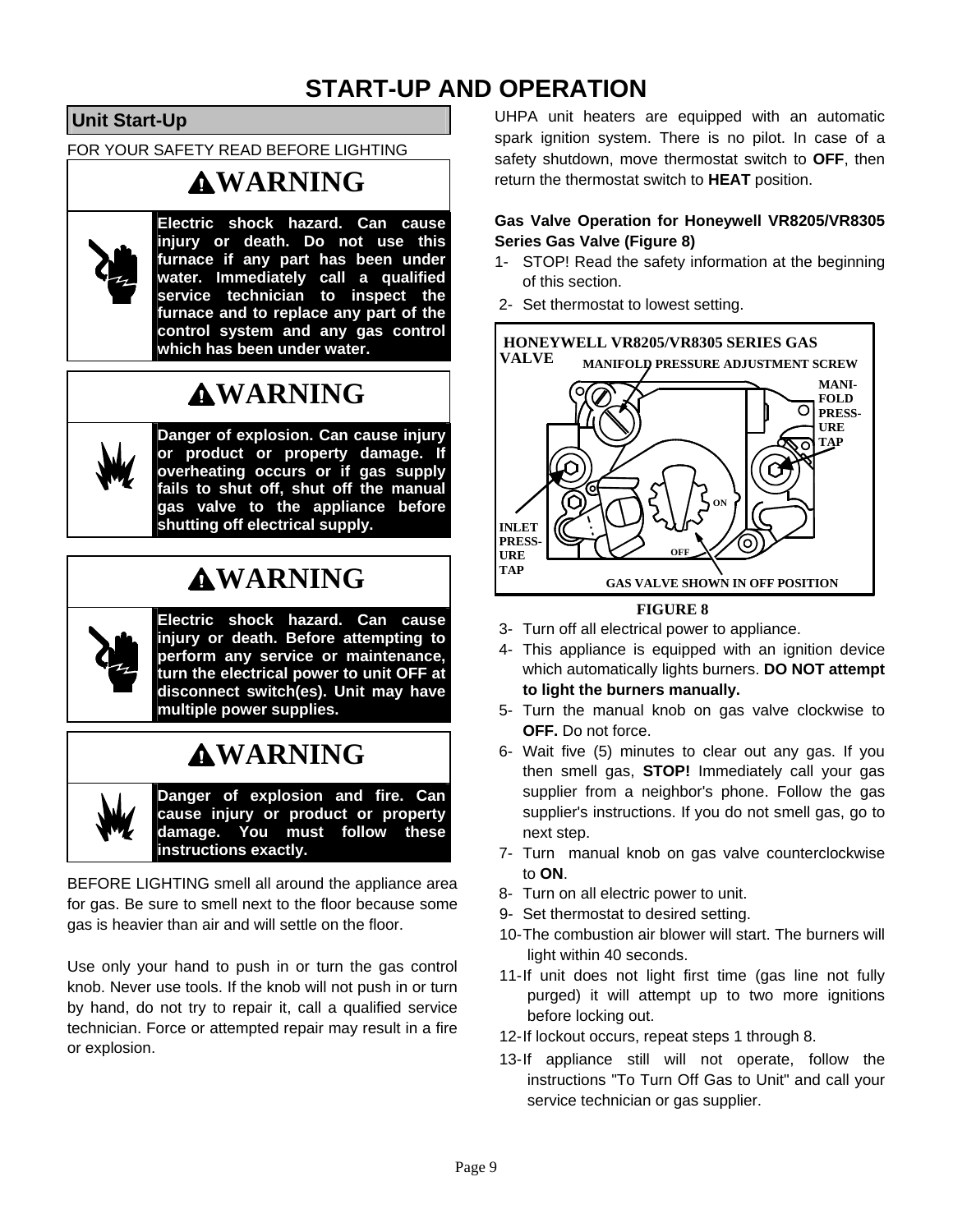# START-UP AND OPERATION

## Unit Start-Up

FOR YOUR SAFETY READ BEFORE LIGHTING

**WARNING**

**Electric shock hazard. Can cause injury or death. Do not use this furnace if any part has been under water. Immediately call a qualified service technician to inspect the furnace and to replace any part of the control system and any gas control which has been under water.**

**WARNING**

**Danger of explosion. Can cause injury or product or property damage. If overheating occurs or if gas supply fails to shut off, shut off the manual gas valve to the appliance before shutting off electrical supply.**

**WARNING**

**Electric shock hazard. Can cause injury or death. Before attempting to perform any service or maintenance, turn the electrical power to unit OFF at disconnect switch(es). Unit may have multiple power supplies.**

**WARNING**

**Danger of explosion and fire. Can cause injury or product or property damage. You must follow these instructions exactly.**

BEFORE LIGHTING smell all around the appliance area for gas. Be sure to smell next to the floor because some gas is heavier than air and will settle on the floor.

Use only your hand to push in or turn the gas control knob. Never use tools. If the knob will not push in or turn by hand, do not try to repair it, call a qualified service technician. Force or attempted repair may result in a fire or explosion.

UHPA unit heaters are equipped with an automatic spark ignition system. There is no pilot. In case of a safety shutdown, move thermostat switch to **OFF**, then return the thermostat switch to **HEAT** position.

**Gas Valve Operation for Honeywell VR8205/VR8305 Series Gas Valve (Figure 8)**

1- STOP! Read the safety information at the beginning of this section.
2- Set thermostat to lowest setting.

HONEYWELL VR8205/VR8305 SERIES GAS VALVE

MANIFOLD PRESSURE ADJUSTMENT SCREW

MANIFOLD PRESSURE TAP

INLET PRESSURE TAP

ON

OFF

GAS VALVE SHOWN IN OFF POSITION

**FIGURE 8**

3- Turn off all electrical power to appliance.
4- This appliance is equipped with an ignition device which automatically lights burners. **DO NOT attempt to light the burners manually.**
5- Turn the manual knob on gas valve clockwise to **OFF.** Do not force.
6- Wait five (5) minutes to clear out any gas. If you then smell gas, **STOP!** Immediately call your gas supplier from a neighbor's phone. Follow the gas supplier's instructions. If you do not smell gas, go to next step.
7- Turn manual knob on gas valve counterclockwise to **ON**.
8- Turn on all electric power to unit.
9- Set thermostat to desired setting.
10- The combustion air blower will start. The burners will light within 40 seconds.
11- If unit does not light first time (gas line not fully purged) it will attempt up to two more ignitions before locking out.
12- If lockout occurs, repeat steps 1 through 8.
13- If appliance still will not operate, follow the instructions "To Turn Off Gas to Unit" and call your service technician or gas supplier.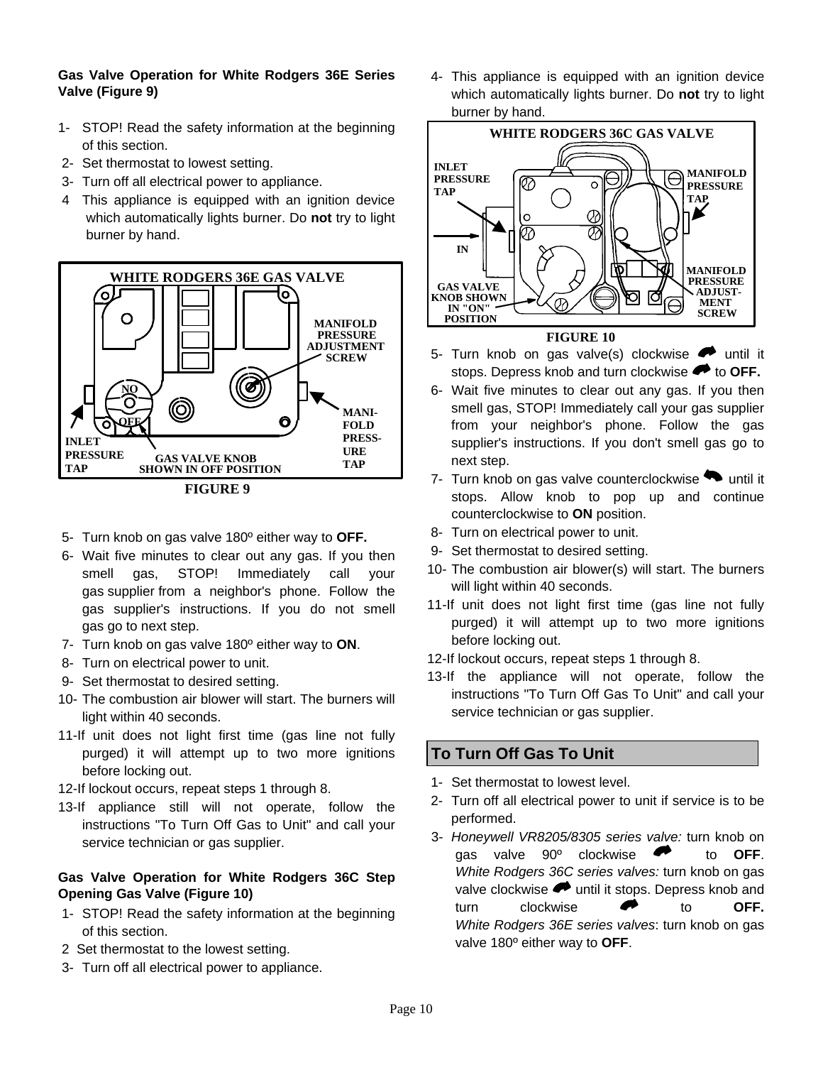**Gas Valve Operation for White Rodgers 36E Series Valve (Figure 9)**

1- STOP! Read the safety information at the beginning of this section.
2- Set thermostat to lowest setting.
3- Turn off all electrical power to appliance.
4 This appliance is equipped with an ignition device which automatically lights burner. Do **not** try to light burner by hand.

WHITE RODGERS 36E GAS VALVE

MANIFOLD PRESSURE ADJUSTMENT SCREW

MANI-FOLD PRESS-URE TAP

INLET PRESSURE TAP

GAS VALVE KNOB SHOWN IN OFF POSITION

**FIGURE 9**

5- Turn knob on gas valve 180º either way to **OFF.**
6- Wait five minutes to clear out any gas. If you then smell gas, STOP! Immediately call your gas supplier from a neighbor's phone. Follow the gas supplier's instructions. If you do not smell gas go to next step.
7- Turn knob on gas valve 180º either way to **ON**.
8- Turn on electrical power to unit.
9- Set thermostat to desired setting.
10- The combustion air blower will start. The burners will light within 40 seconds.
11-If unit does not light first time (gas line not fully purged) it will attempt up to two more ignitions before locking out.
12-If lockout occurs, repeat steps 1 through 8.
13-If appliance still will not operate, follow the instructions "To Turn Off Gas to Unit" and call your service technician or gas supplier.

**Gas Valve Operation for White Rodgers 36C Step Opening Gas Valve (Figure 10)**

1- STOP! Read the safety information at the beginning of this section.
2 Set thermostat to the lowest setting.
3- Turn off all electrical power to appliance.
4- This appliance is equipped with an ignition device which automatically lights burner. Do **not** try to light burner by hand.

WHITE RODGERS 36C GAS VALVE

INLET PRESSURE TAP

IN

GAS VALVE KNOB SHOWN IN "ON" POSITION

MANIFOLD PRESSURE TAP

MANIFOLD PRESSURE ADJUST-MENT SCREW

**FIGURE 10**

5- Turn knob on gas valve(s) clockwise until it stops. Depress knob and turn clockwise to **OFF.**
6- Wait five minutes to clear out any gas. If you then smell gas, STOP! Immediately call your gas supplier from your neighbor's phone. Follow the gas supplier's instructions. If you don't smell gas go to next step.
7- Turn knob on gas valve counterclockwise until it stops. Allow knob to pop up and continue counterclockwise to **ON** position.
8- Turn on electrical power to unit.
9- Set thermostat to desired setting.
10- The combustion air blower(s) will start. The burners will light within 40 seconds.
11-If unit does not light first time (gas line not fully purged) it will attempt up to two more ignitions before locking out.
12-If lockout occurs, repeat steps 1 through 8.
13-If the appliance will not operate, follow the instructions "To Turn Off Gas To Unit" and call your service technician or gas supplier.

## To Turn Off Gas To Unit

1- Set thermostat to lowest level.
2- Turn off all electrical power to unit if service is to be performed.
3- *Honeywell VR8205/8305 series valve:* turn knob on gas valve 90º clockwise to **OFF**. *White Rodgers 36C series valves:* turn knob on gas valve clockwise until it stops. Depress knob and turn clockwise to **OFF.** *White Rodgers 36E series valves*: turn knob on gas valve 180º either way to **OFF**.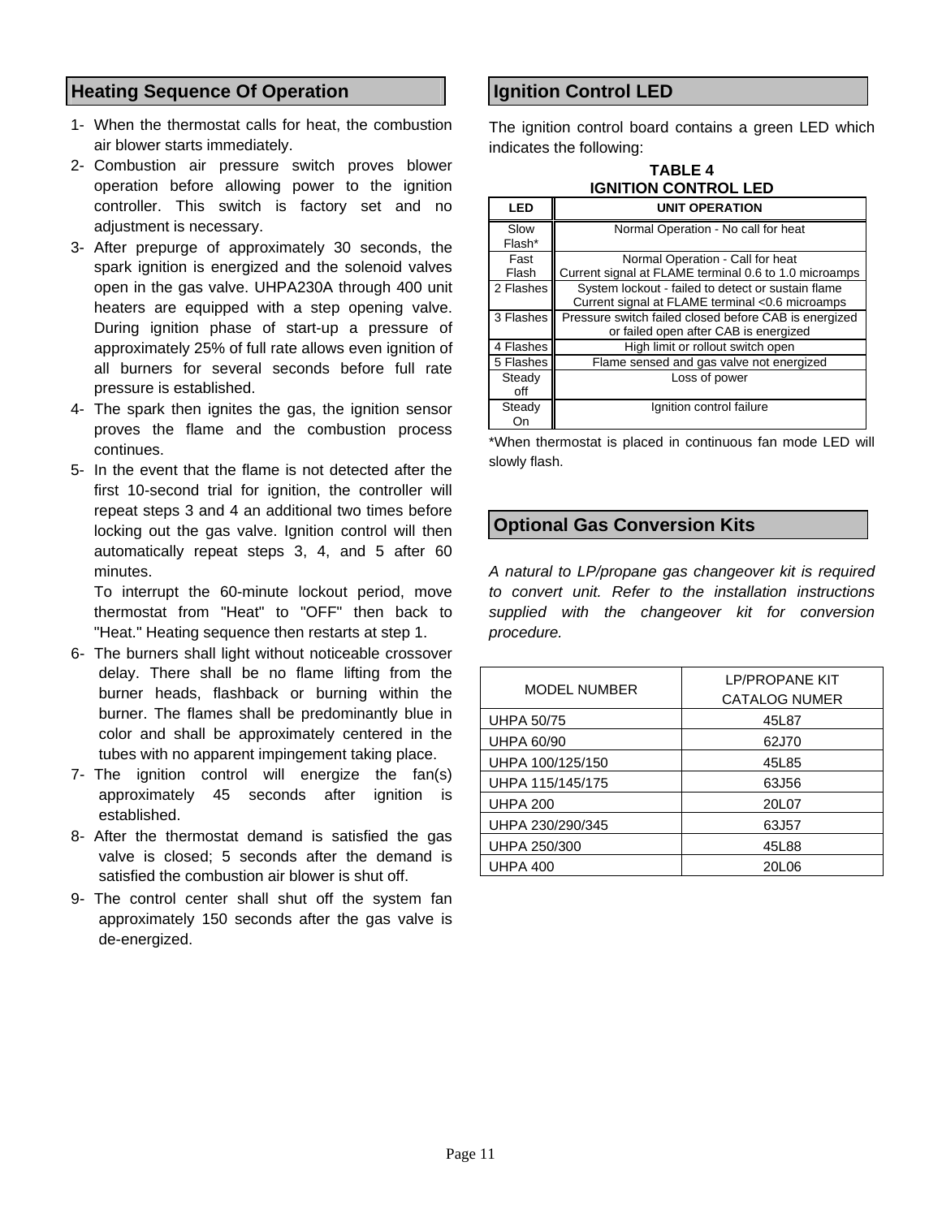## Heating Sequence Of Operation

1- When the thermostat calls for heat, the combustion air blower starts immediately.
2- Combustion air pressure switch proves blower operation before allowing power to the ignition controller. This switch is factory set and no adjustment is necessary.
3- After prepurge of approximately 30 seconds, the spark ignition is energized and the solenoid valves open in the gas valve. UHPA230A through 400 unit heaters are equipped with a step opening valve. During ignition phase of start-up a pressure of approximately 25% of full rate allows even ignition of all burners for several seconds before full rate pressure is established.
4- The spark then ignites the gas, the ignition sensor proves the flame and the combustion process continues.
5- In the event that the flame is not detected after the first 10-second trial for ignition, the controller will repeat steps 3 and 4 an additional two times before locking out the gas valve. Ignition control will then automatically repeat steps 3, 4, and 5 after 60 minutes.

   To interrupt the 60-minute lockout period, move thermostat from "Heat" to "OFF" then back to "Heat." Heating sequence then restarts at step 1.
6- The burners shall light without noticeable crossover delay. There shall be no flame lifting from the burner heads, flashback or burning within the burner. The flames shall be predominantly blue in color and shall be approximately centered in the tubes with no apparent impingement taking place.
7- The ignition control will energize the fan(s) approximately 45 seconds after ignition is established.
8- After the thermostat demand is satisfied the gas valve is closed; 5 seconds after the demand is satisfied the combustion air blower is shut off.
9- The control center shall shut off the system fan approximately 150 seconds after the gas valve is de-energized.

## Ignition Control LED

The ignition control board contains a green LED which indicates the following:

**TABLE 4**
**IGNITION CONTROL LED**

| LED | UNIT OPERATION |
|---|---|
| Slow Flash* | Normal Operation - No call for heat |
| Fast Flash | Normal Operation - Call for heat<br>Current signal at FLAME terminal 0.6 to 1.0 microamps |
| 2 Flashes | System lockout - failed to detect or sustain flame<br>Current signal at FLAME terminal <0.6 microamps |
| 3 Flashes | Pressure switch failed closed before CAB is energized or failed open after CAB is energized |
| 4 Flashes | High limit or rollout switch open |
| 5 Flashes | Flame sensed and gas valve not energized |
| Steady off | Loss of power |
| Steady On | Ignition control failure |

*When thermostat is placed in continuous fan mode LED will slowly flash.

## Optional Gas Conversion Kits

*A natural to LP/propane gas changeover kit is required to convert unit. Refer to the installation instructions supplied with the changeover kit for conversion procedure.*

| MODEL NUMBER | LP/PROPANE KIT CATALOG NUMER |
|---|---|
| UHPA 50/75 | 45L87 |
| UHPA 60/90 | 62J70 |
| UHPA 100/125/150 | 45L85 |
| UHPA 115/145/175 | 63J56 |
| UHPA 200 | 20L07 |
| UHPA 230/290/345 | 63J57 |
| UHPA 250/300 | 45L88 |
| UHPA 400 | 20L06 |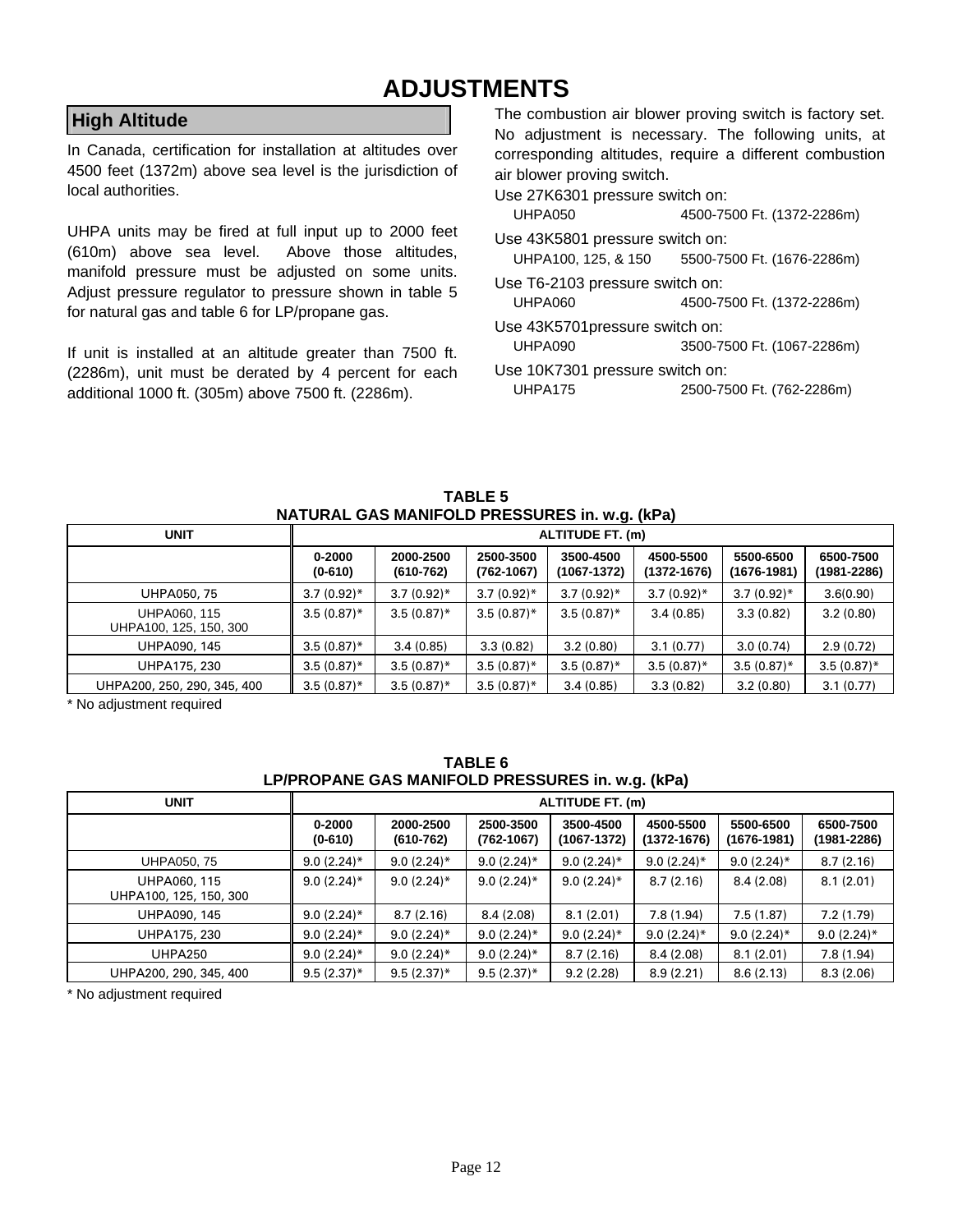# ADJUSTMENTS

## High Altitude

In Canada, certification for installation at altitudes over 4500 feet (1372m) above sea level is the jurisdiction of local authorities.

UHPA units may be fired at full input up to 2000 feet (610m) above sea level. Above those altitudes, manifold pressure must be adjusted on some units. Adjust pressure regulator to pressure shown in table 5 for natural gas and table 6 for LP/propane gas.

If unit is installed at an altitude greater than 7500 ft. (2286m), unit must be derated by 4 percent for each additional 1000 ft. (305m) above 7500 ft. (2286m).

The combustion air blower proving switch is factory set. No adjustment is necessary. The following units, at corresponding altitudes, require a different combustion air blower proving switch.

Use 27K6301 pressure switch on:
UHPA050 4500-7500 Ft. (1372-2286m)

Use 43K5801 pressure switch on:
UHPA100, 125, & 150 5500-7500 Ft. (1676-2286m)

Use T6-2103 pressure switch on:
UHPA060 4500-7500 Ft. (1372-2286m)

Use 43K5701pressure switch on:
UHPA090 3500-7500 Ft. (1067-2286m)

Use 10K7301 pressure switch on:
UHPA175 2500-7500 Ft. (762-2286m)

**TABLE 5**
**NATURAL GAS MANIFOLD PRESSURES in. w.g. (kPa)**

| UNIT | ALTITUDE FT. (m) | | | | | | |
|---|---|---|---|---|---|---|---|
| | 0-2000 (0-610) | 2000-2500 (610-762) | 2500-3500 (762-1067) | 3500-4500 (1067-1372) | 4500-5500 (1372-1676) | 5500-6500 (1676-1981) | 6500-7500 (1981-2286) |
| UHPA050, 75 | 3.7 (0.92)* | 3.7 (0.92)* | 3.7 (0.92)* | 3.7 (0.92)* | 3.7 (0.92)* | 3.7 (0.92)* | 3.6(0.90) |
| UHPA060, 115 UHPA100, 125, 150, 300 | 3.5 (0.87)* | 3.5 (0.87)* | 3.5 (0.87)* | 3.5 (0.87)* | 3.4 (0.85) | 3.3 (0.82) | 3.2 (0.80) |
| UHPA090, 145 | 3.5 (0.87)* | 3.4 (0.85) | 3.3 (0.82) | 3.2 (0.80) | 3.1 (0.77) | 3.0 (0.74) | 2.9 (0.72) |
| UHPA175, 230 | 3.5 (0.87)* | 3.5 (0.87)* | 3.5 (0.87)* | 3.5 (0.87)* | 3.5 (0.87)* | 3.5 (0.87)* | 3.5 (0.87)* |
| UHPA200, 250, 290, 345, 400 | 3.5 (0.87)* | 3.5 (0.87)* | 3.5 (0.87)* | 3.4 (0.85) | 3.3 (0.82) | 3.2 (0.80) | 3.1 (0.77) |

* No adjustment required

**TABLE 6**
**LP/PROPANE GAS MANIFOLD PRESSURES in. w.g. (kPa)**

| UNIT | ALTITUDE FT. (m) | | | | | | |
|---|---|---|---|---|---|---|---|
| | 0-2000 (0-610) | 2000-2500 (610-762) | 2500-3500 (762-1067) | 3500-4500 (1067-1372) | 4500-5500 (1372-1676) | 5500-6500 (1676-1981) | 6500-7500 (1981-2286) |
| UHPA050, 75 | 9.0 (2.24)* | 9.0 (2.24)* | 9.0 (2.24)* | 9.0 (2.24)* | 9.0 (2.24)* | 9.0 (2.24)* | 8.7 (2.16) |
| UHPA060, 115 UHPA100, 125, 150, 300 | 9.0 (2.24)* | 9.0 (2.24)* | 9.0 (2.24)* | 9.0 (2.24)* | 8.7 (2.16) | 8.4 (2.08) | 8.1 (2.01) |
| UHPA090, 145 | 9.0 (2.24)* | 8.7 (2.16) | 8.4 (2.08) | 8.1 (2.01) | 7.8 (1.94) | 7.5 (1.87) | 7.2 (1.79) |
| UHPA175, 230 | 9.0 (2.24)* | 9.0 (2.24)* | 9.0 (2.24)* | 9.0 (2.24)* | 9.0 (2.24)* | 9.0 (2.24)* | 9.0 (2.24)* |
| UHPA250 | 9.0 (2.24)* | 9.0 (2.24)* | 9.0 (2.24)* | 8.7 (2.16) | 8.4 (2.08) | 8.1 (2.01) | 7.8 (1.94) |
| UHPA200, 290, 345, 400 | 9.5 (2.37)* | 9.5 (2.37)* | 9.5 (2.37)* | 9.2 (2.28) | 8.9 (2.21) | 8.6 (2.13) | 8.3 (2.06) |

* No adjustment required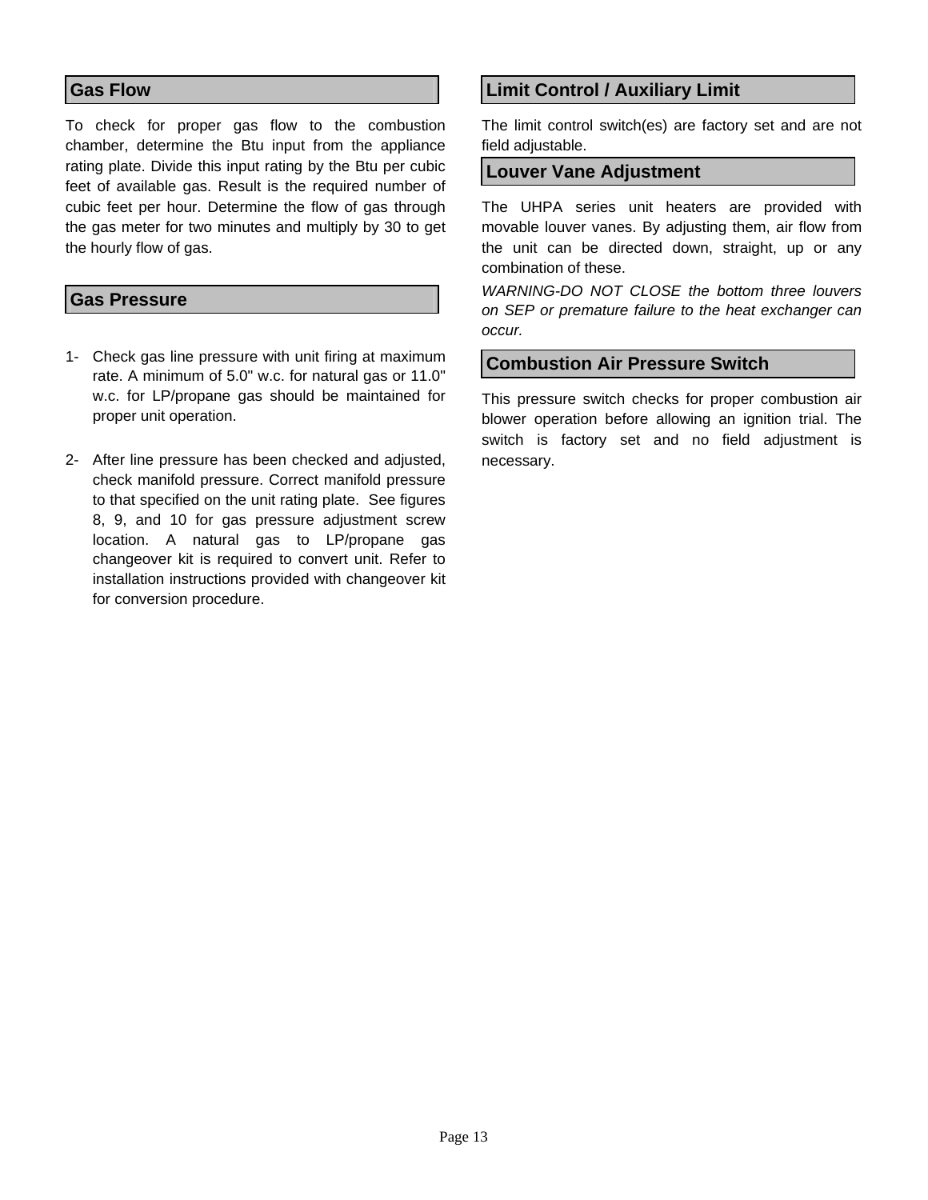## Gas Flow

To check for proper gas flow to the combustion chamber, determine the Btu input from the appliance rating plate. Divide this input rating by the Btu per cubic feet of available gas. Result is the required number of cubic feet per hour. Determine the flow of gas through the gas meter for two minutes and multiply by 30 to get the hourly flow of gas.

## Gas Pressure

1- Check gas line pressure with unit firing at maximum rate. A minimum of 5.0" w.c. for natural gas or 11.0" w.c. for LP/propane gas should be maintained for proper unit operation.

2- After line pressure has been checked and adjusted, check manifold pressure. Correct manifold pressure to that specified on the unit rating plate. See figures 8, 9, and 10 for gas pressure adjustment screw location. A natural gas to LP/propane gas changeover kit is required to convert unit. Refer to installation instructions provided with changeover kit for conversion procedure.

## Limit Control / Auxiliary Limit

The limit control switch(es) are factory set and are not field adjustable.

## Louver Vane Adjustment

The UHPA series unit heaters are provided with movable louver vanes. By adjusting them, air flow from the unit can be directed down, straight, up or any combination of these.

*WARNING-DO NOT CLOSE the bottom three louvers on SEP or premature failure to the heat exchanger can occur.*

## Combustion Air Pressure Switch

This pressure switch checks for proper combustion air blower operation before allowing an ignition trial. The switch is factory set and no field adjustment is necessary.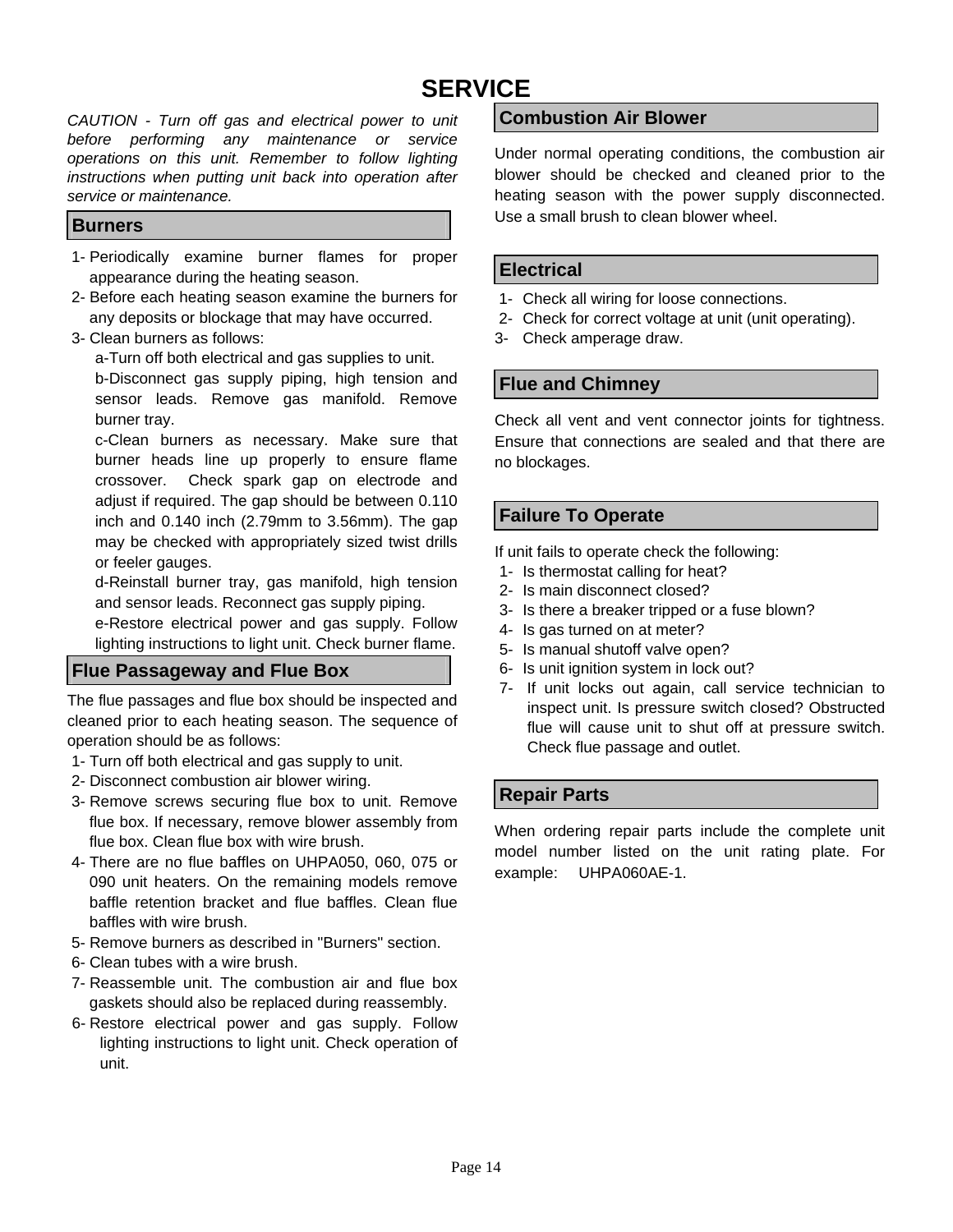# SERVICE

*CAUTION - Turn off gas and electrical power to unit before performing any maintenance or service operations on this unit. Remember to follow lighting instructions when putting unit back into operation after service or maintenance.*

## Burners

1- Periodically examine burner flames for proper appearance during the heating season.
2- Before each heating season examine the burners for any deposits or blockage that may have occurred.
3- Clean burners as follows:
   a-Turn off both electrical and gas supplies to unit.
   b-Disconnect gas supply piping, high tension and sensor leads. Remove gas manifold. Remove burner tray.
   c-Clean burners as necessary. Make sure that burner heads line up properly to ensure flame crossover. Check spark gap on electrode and adjust if required. The gap should be between 0.110 inch and 0.140 inch (2.79mm to 3.56mm). The gap may be checked with appropriately sized twist drills or feeler gauges.
   d-Reinstall burner tray, gas manifold, high tension and sensor leads. Reconnect gas supply piping.
   e-Restore electrical power and gas supply. Follow lighting instructions to light unit. Check burner flame.

## Flue Passageway and Flue Box

The flue passages and flue box should be inspected and cleaned prior to each heating season. The sequence of operation should be as follows:

1- Turn off both electrical and gas supply to unit.
2- Disconnect combustion air blower wiring.
3- Remove screws securing flue box to unit. Remove flue box. If necessary, remove blower assembly from flue box. Clean flue box with wire brush.
4- There are no flue baffles on UHPA050, 060, 075 or 090 unit heaters. On the remaining models remove baffle retention bracket and flue baffles. Clean flue baffles with wire brush.
5- Remove burners as described in "Burners" section.
6- Clean tubes with a wire brush.
7- Reassemble unit. The combustion air and flue box gaskets should also be replaced during reassembly.
6- Restore electrical power and gas supply. Follow lighting instructions to light unit. Check operation of unit.

## Combustion Air Blower

Under normal operating conditions, the combustion air blower should be checked and cleaned prior to the heating season with the power supply disconnected. Use a small brush to clean blower wheel.

## Electrical

1- Check all wiring for loose connections.
2- Check for correct voltage at unit (unit operating).
3- Check amperage draw.

## Flue and Chimney

Check all vent and vent connector joints for tightness. Ensure that connections are sealed and that there are no blockages.

## Failure To Operate

If unit fails to operate check the following:

1- Is thermostat calling for heat?
2- Is main disconnect closed?
3- Is there a breaker tripped or a fuse blown?
4- Is gas turned on at meter?
5- Is manual shutoff valve open?
6- Is unit ignition system in lock out?
7- If unit locks out again, call service technician to inspect unit. Is pressure switch closed? Obstructed flue will cause unit to shut off at pressure switch. Check flue passage and outlet.

## Repair Parts

When ordering repair parts include the complete unit model number listed on the unit rating plate. For example: UHPA060AE-1.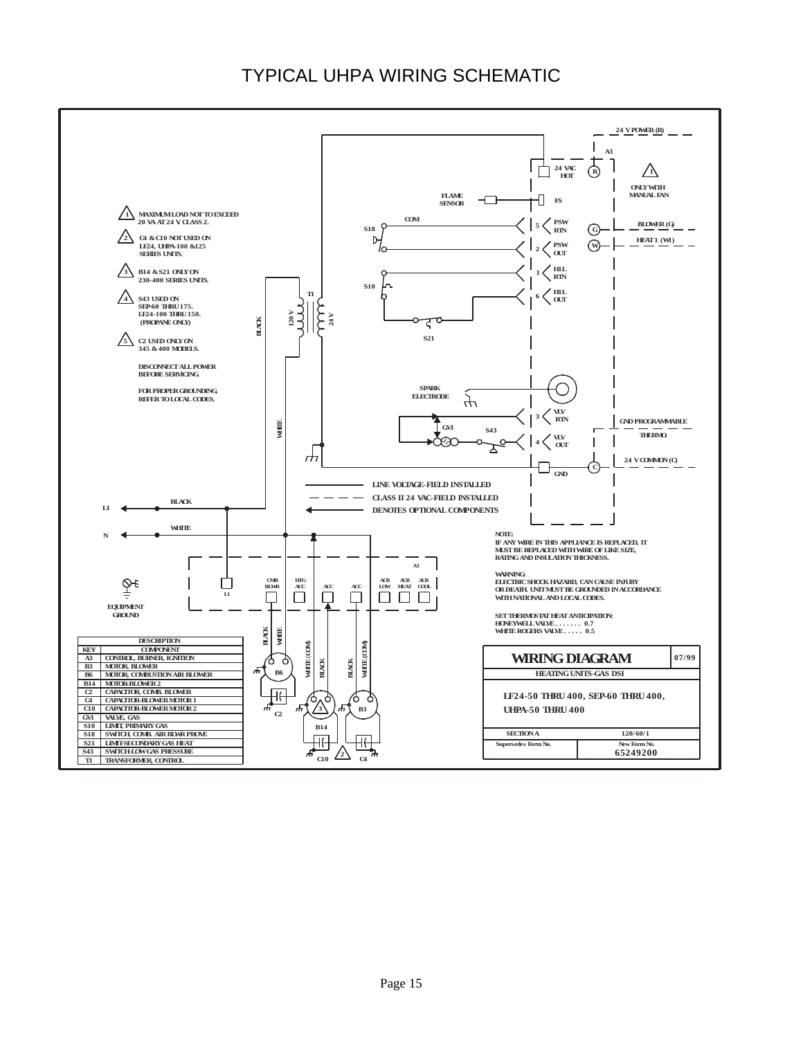# TYPICAL UHPA WIRING SCHEMATIC

1. MAXIMUM LOAD NOT TO EXCEED 20 VA AT 24 V, CLASS 2.
2. C4 & C10 NOT USED ON LF24, UHPA-100 &125 SERIES UNITS.
3. B14 & S21 ONLY ON 230-400 SERIES UNITS.
4. S43 USED ON SEP-60 THRU 175. LF24-100 THRU 150. (PROPANE ONLY)
5. C2 USED ONLY ON 345 & 400 MODELS.

DISCONNECT ALL POWER BEFORE SERVICING.

FOR PROPER GROUNDING, REFER TO LOCAL CODES.

LINE VOLTAGE-FIELD INSTALLED

CLASS II 24 VAC-FIELD INSTALLED

DENOTES OPTIONAL COMPONENTS

24 V POWER (R)

ONLY WITH MANUAL FAN

BLOWER (G)

HEAT 1 (W1)

GND PROGRAMMABLE THERMO.

24 V COMMON (C)

NOTE:
IF ANY WIRE IN THIS APPLIANCE IS REPLACED, IT MUST BE REPLACED WITH WIRE OF LIKE SIZE, RATING AND INSULATION THICKNESS.

WARNING:
ELECTRIC SHOCK HAZARD, CAN CAUSE INJURY OR DEATH. UNIT MUST BE GROUNDED IN ACCORDANCE WITH NATIONAL AND LOCAL CODES.

SET THERMOSTAT HEAT ANTICIPATION:
HONEYWELL VALVE . . . . . . . 0.7
WHITE ROGERS VALVE . . . . . 0.5

EQUIPMENT GROUND

| KEY | DESCRIPTION COMPONENT |
|---|---|
| A3 | CONTROL, BURNER, IGNITION |
| B3 | MOTOR, BLOWER |
| B6 | MOTOR, COMBUSTION AIR BLOWER |
| B14 | MOTOR-BLOWER 2 |
| C2 | CAPACITOR, COMB. BLOWER |
| C4 | CAPACITOR-BLOWER MOTOR 1 |
| C10 | CAPACITOR-BLOWER MOTOR 2 |
| GV1 | VALVE, GAS |
| S10 | LIMIT, PRIMARY GAS |
| S18 | SWITCH, COMB. AIR BLWR PROVE |
| S21 | LIMIT-SECONDARY GAS HEAT |
| S43 | SWITCH-LOW GAS PRESSURE |
| T1 | TRANSFORMER, CONTROL |

| WIRING DIAGRAM | | 07/99 |
|---|---|---|
| HEATING UNITS-GAS DSI | | |
| LF24-50 THRU 400, SEP-60 THRU 400, UHPA-50 THRU 400 | | |
| SECTION A | 120/60/1 | |
| Supersedes Form No. | New Form No. 65249200 | |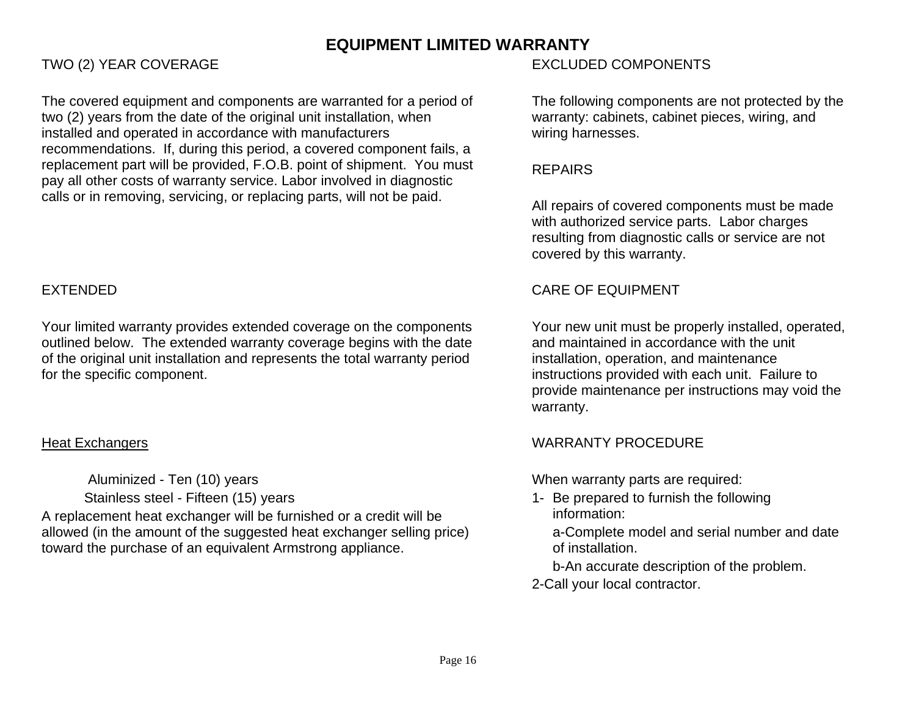# EQUIPMENT LIMITED WARRANTY

## TWO (2) YEAR COVERAGE

The covered equipment and components are warranted for a period of two (2) years from the date of the original unit installation, when installed and operated in accordance with manufacturers recommendations. If, during this period, a covered component fails, a replacement part will be provided, F.O.B. point of shipment. You must pay all other costs of warranty service. Labor involved in diagnostic calls or in removing, servicing, or replacing parts, will not be paid.

## EXTENDED

Your limited warranty provides extended coverage on the components outlined below. The extended warranty coverage begins with the date of the original unit installation and represents the total warranty period for the specific component.

### Heat Exchangers

Aluminized - Ten (10) years

Stainless steel - Fifteen (15) years

A replacement heat exchanger will be furnished or a credit will be allowed (in the amount of the suggested heat exchanger selling price) toward the purchase of an equivalent Armstrong appliance.

## EXCLUDED COMPONENTS

The following components are not protected by the warranty: cabinets, cabinet pieces, wiring, and wiring harnesses.

## REPAIRS

All repairs of covered components must be made with authorized service parts. Labor charges resulting from diagnostic calls or service are not covered by this warranty.

## CARE OF EQUIPMENT

Your new unit must be properly installed, operated, and maintained in accordance with the unit installation, operation, and maintenance instructions provided with each unit. Failure to provide maintenance per instructions may void the warranty.

## WARRANTY PROCEDURE

When warranty parts are required:

1- Be prepared to furnish the following information:

   a-Complete model and serial number and date of installation.

   b-An accurate description of the problem.

2-Call your local contractor.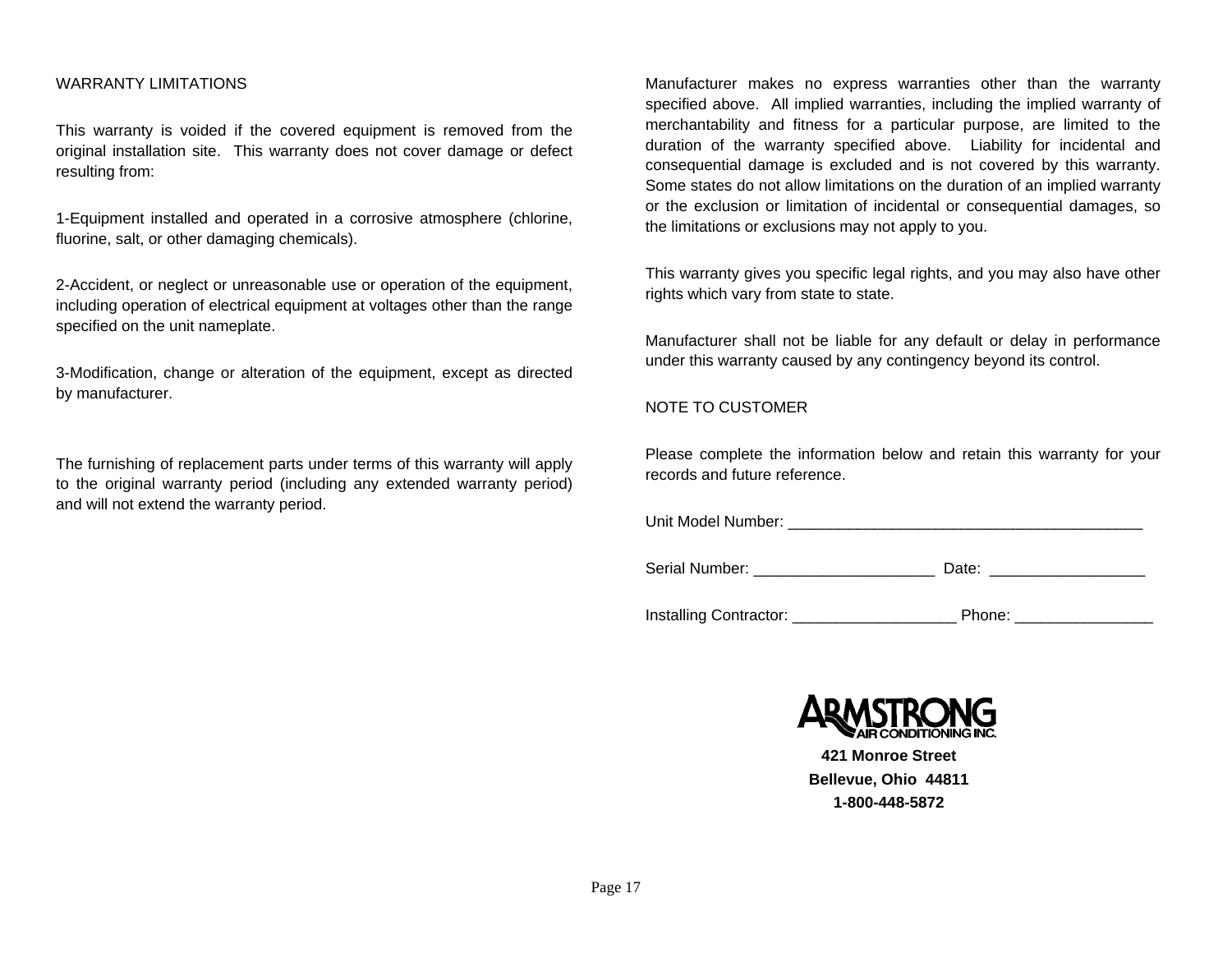## WARRANTY LIMITATIONS

This warranty is voided if the covered equipment is removed from the original installation site. This warranty does not cover damage or defect resulting from:

1-Equipment installed and operated in a corrosive atmosphere (chlorine, fluorine, salt, or other damaging chemicals).

2-Accident, or neglect or unreasonable use or operation of the equipment, including operation of electrical equipment at voltages other than the range specified on the unit nameplate.

3-Modification, change or alteration of the equipment, except as directed by manufacturer.

The furnishing of replacement parts under terms of this warranty will apply to the original warranty period (including any extended warranty period) and will not extend the warranty period.

Manufacturer makes no express warranties other than the warranty specified above. All implied warranties, including the implied warranty of merchantability and fitness for a particular purpose, are limited to the duration of the warranty specified above. Liability for incidental and consequential damage is excluded and is not covered by this warranty. Some states do not allow limitations on the duration of an implied warranty or the exclusion or limitation of incidental or consequential damages, so the limitations or exclusions may not apply to you.

This warranty gives you specific legal rights, and you may also have other rights which vary from state to state.

Manufacturer shall not be liable for any default or delay in performance under this warranty caused by any contingency beyond its control.

## NOTE TO CUSTOMER

Please complete the information below and retain this warranty for your records and future reference.

Unit Model Number: ___________________________________________

Serial Number: ______________________ Date: __________________

Installing Contractor: ___________________ Phone: ________________

**ARMSTRONG AIR CONDITIONING INC.**

**421 Monroe Street**
**Bellevue, Ohio 44811**
**1-800-448-5872**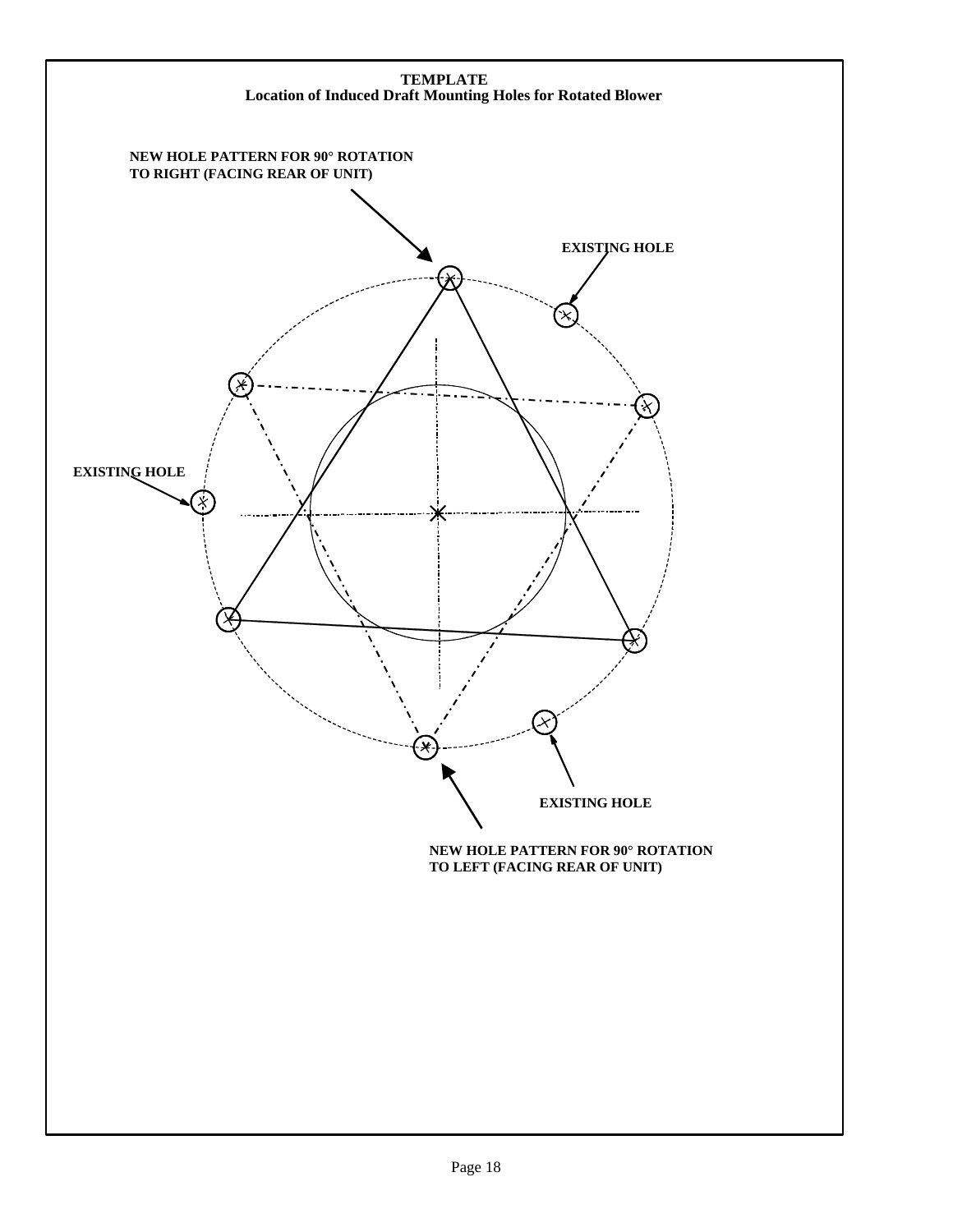**TEMPLATE**
**Location of Induced Draft Mounting Holes for Rotated Blower**

NEW HOLE PATTERN FOR 90° ROTATION
TO RIGHT (FACING REAR OF UNIT)

EXISTING HOLE

EXISTING HOLE

EXISTING HOLE

NEW HOLE PATTERN FOR 90° ROTATION
TO LEFT (FACING REAR OF UNIT)